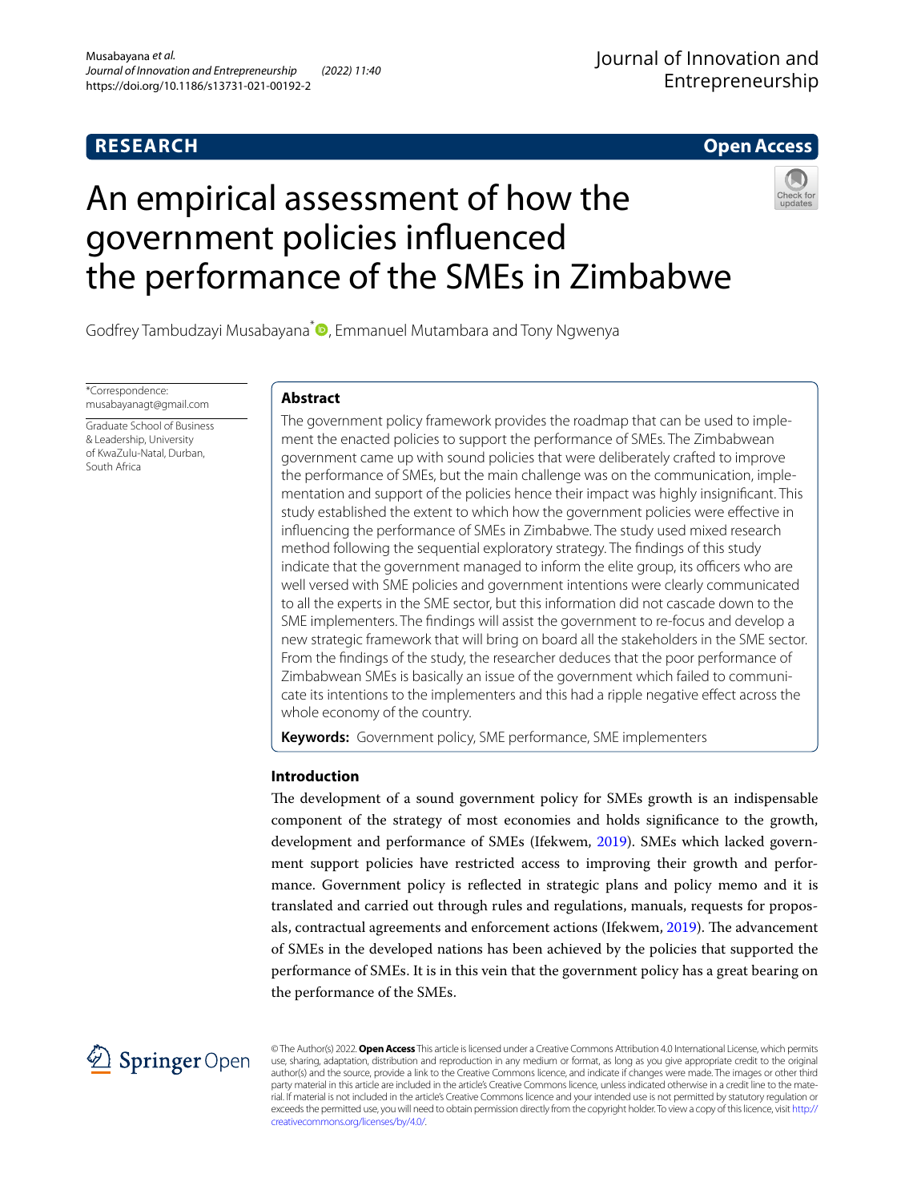**RESEARCH** **Open Access**

# An empirical assessment of how the government policies influenced the performance of the SMEs in Zimbabwe

Godfrey Tambudzayi Musabayana*, Emmanuel Mutambara and Tony Ngwenya

*Correspondence: musabayanagt@gmail.com

Graduate School of Business & Leadership, University of KwaZulu-Natal, Durban, South Africa

## Abstract

The government policy framework provides the roadmap that can be used to implement the enacted policies to support the performance of SMEs. The Zimbabwean government came up with sound policies that were deliberately crafted to improve the performance of SMEs, but the main challenge was on the communication, implementation and support of the policies hence their impact was highly insignificant. This study established the extent to which how the government policies were effective in influencing the performance of SMEs in Zimbabwe. The study used mixed research method following the sequential exploratory strategy. The findings of this study indicate that the government managed to inform the elite group, its officers who are well versed with SME policies and government intentions were clearly communicated to all the experts in the SME sector, but this information did not cascade down to the SME implementers. The findings will assist the government to re-focus and develop a new strategic framework that will bring on board all the stakeholders in the SME sector. From the findings of the study, the researcher deduces that the poor performance of Zimbabwean SMEs is basically an issue of the government which failed to communicate its intentions to the implementers and this had a ripple negative effect across the whole economy of the country.

**Keywords:** Government policy, SME performance, SME implementers

## Introduction

The development of a sound government policy for SMEs growth is an indispensable component of the strategy of most economies and holds significance to the growth, development and performance of SMEs (Ifekwem, 2019). SMEs which lacked government support policies have restricted access to improving their growth and performance. Government policy is reflected in strategic plans and policy memo and it is translated and carried out through rules and regulations, manuals, requests for proposals, contractual agreements and enforcement actions (Ifekwem, 2019). The advancement of SMEs in the developed nations has been achieved by the policies that supported the performance of SMEs. It is in this vein that the government policy has a great bearing on the performance of the SMEs.

© The Author(s) 2022. **Open Access** This article is licensed under a Creative Commons Attribution 4.0 International License, which permits use, sharing, adaptation, distribution and reproduction in any medium or format, as long as you give appropriate credit to the original author(s) and the source, provide a link to the Creative Commons licence, and indicate if changes were made. The images or other third party material in this article are included in the article's Creative Commons licence, unless indicated otherwise in a credit line to the material. If material is not included in the article's Creative Commons licence and your intended use is not permitted by statutory regulation or exceeds the permitted use, you will need to obtain permission directly from the copyright holder. To view a copy of this licence, visit http://creativecommons.org/licenses/by/4.0/.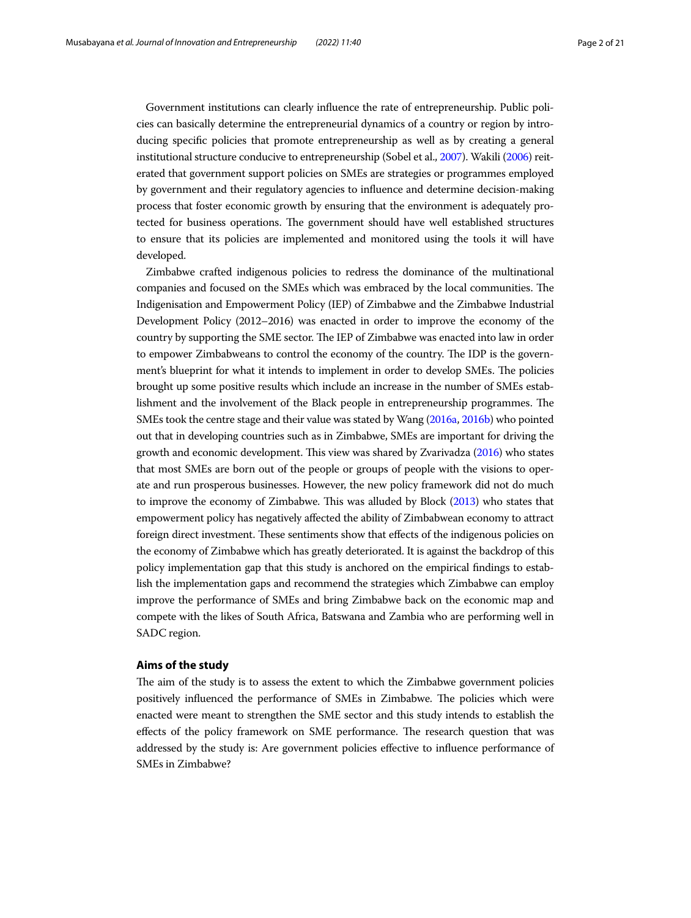Government institutions can clearly influence the rate of entrepreneurship. Public policies can basically determine the entrepreneurial dynamics of a country or region by introducing specific policies that promote entrepreneurship as well as by creating a general institutional structure conducive to entrepreneurship (Sobel et al., 2007). Wakili (2006) reiterated that government support policies on SMEs are strategies or programmes employed by government and their regulatory agencies to influence and determine decision-making process that foster economic growth by ensuring that the environment is adequately protected for business operations. The government should have well established structures to ensure that its policies are implemented and monitored using the tools it will have developed.

Zimbabwe crafted indigenous policies to redress the dominance of the multinational companies and focused on the SMEs which was embraced by the local communities. The Indigenisation and Empowerment Policy (IEP) of Zimbabwe and the Zimbabwe Industrial Development Policy (2012–2016) was enacted in order to improve the economy of the country by supporting the SME sector. The IEP of Zimbabwe was enacted into law in order to empower Zimbabweans to control the economy of the country. The IDP is the government's blueprint for what it intends to implement in order to develop SMEs. The policies brought up some positive results which include an increase in the number of SMEs establishment and the involvement of the Black people in entrepreneurship programmes. The SMEs took the centre stage and their value was stated by Wang (2016a, 2016b) who pointed out that in developing countries such as in Zimbabwe, SMEs are important for driving the growth and economic development. This view was shared by Zvarivadza (2016) who states that most SMEs are born out of the people or groups of people with the visions to operate and run prosperous businesses. However, the new policy framework did not do much to improve the economy of Zimbabwe. This was alluded by Block (2013) who states that empowerment policy has negatively affected the ability of Zimbabwean economy to attract foreign direct investment. These sentiments show that effects of the indigenous policies on the economy of Zimbabwe which has greatly deteriorated. It is against the backdrop of this policy implementation gap that this study is anchored on the empirical findings to establish the implementation gaps and recommend the strategies which Zimbabwe can employ improve the performance of SMEs and bring Zimbabwe back on the economic map and compete with the likes of South Africa, Batswana and Zambia who are performing well in SADC region.

## Aims of the study

The aim of the study is to assess the extent to which the Zimbabwe government policies positively influenced the performance of SMEs in Zimbabwe. The policies which were enacted were meant to strengthen the SME sector and this study intends to establish the effects of the policy framework on SME performance. The research question that was addressed by the study is: Are government policies effective to influence performance of SMEs in Zimbabwe?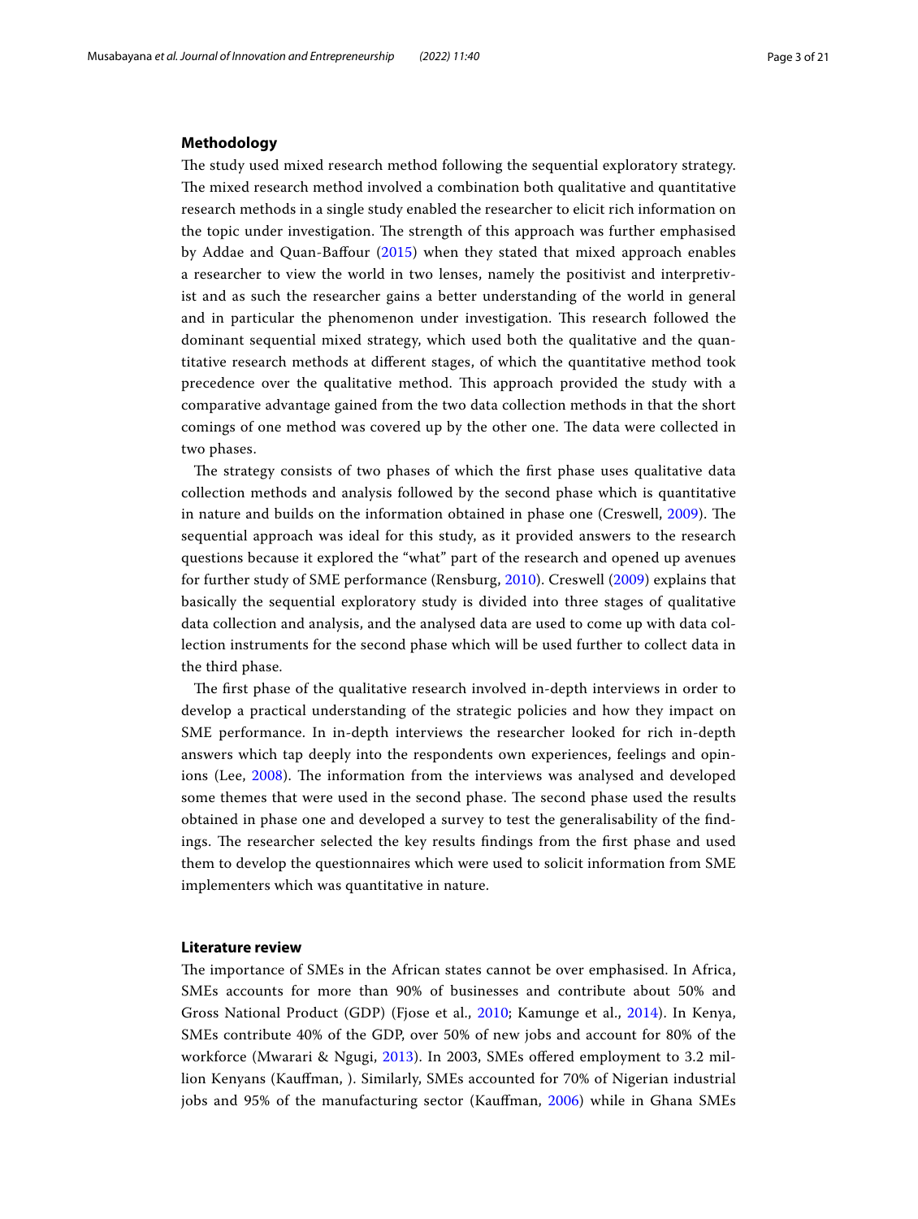## Methodology

The study used mixed research method following the sequential exploratory strategy. The mixed research method involved a combination both qualitative and quantitative research methods in a single study enabled the researcher to elicit rich information on the topic under investigation. The strength of this approach was further emphasised by Addae and Quan-Baffour (2015) when they stated that mixed approach enables a researcher to view the world in two lenses, namely the positivist and interpretivist and as such the researcher gains a better understanding of the world in general and in particular the phenomenon under investigation. This research followed the dominant sequential mixed strategy, which used both the qualitative and the quantitative research methods at different stages, of which the quantitative method took precedence over the qualitative method. This approach provided the study with a comparative advantage gained from the two data collection methods in that the short comings of one method was covered up by the other one. The data were collected in two phases.

The strategy consists of two phases of which the first phase uses qualitative data collection methods and analysis followed by the second phase which is quantitative in nature and builds on the information obtained in phase one (Creswell, 2009). The sequential approach was ideal for this study, as it provided answers to the research questions because it explored the "what" part of the research and opened up avenues for further study of SME performance (Rensburg, 2010). Creswell (2009) explains that basically the sequential exploratory study is divided into three stages of qualitative data collection and analysis, and the analysed data are used to come up with data collection instruments for the second phase which will be used further to collect data in the third phase.

The first phase of the qualitative research involved in-depth interviews in order to develop a practical understanding of the strategic policies and how they impact on SME performance. In in-depth interviews the researcher looked for rich in-depth answers which tap deeply into the respondents own experiences, feelings and opinions (Lee, 2008). The information from the interviews was analysed and developed some themes that were used in the second phase. The second phase used the results obtained in phase one and developed a survey to test the generalisability of the findings. The researcher selected the key results findings from the first phase and used them to develop the questionnaires which were used to solicit information from SME implementers which was quantitative in nature.

## Literature review

The importance of SMEs in the African states cannot be over emphasised. In Africa, SMEs accounts for more than 90% of businesses and contribute about 50% and Gross National Product (GDP) (Fjose et al., 2010; Kamunge et al., 2014). In Kenya, SMEs contribute 40% of the GDP, over 50% of new jobs and account for 80% of the workforce (Mwarari & Ngugi, 2013). In 2003, SMEs offered employment to 3.2 million Kenyans (Kauffman, ). Similarly, SMEs accounted for 70% of Nigerian industrial jobs and 95% of the manufacturing sector (Kauffman, 2006) while in Ghana SMEs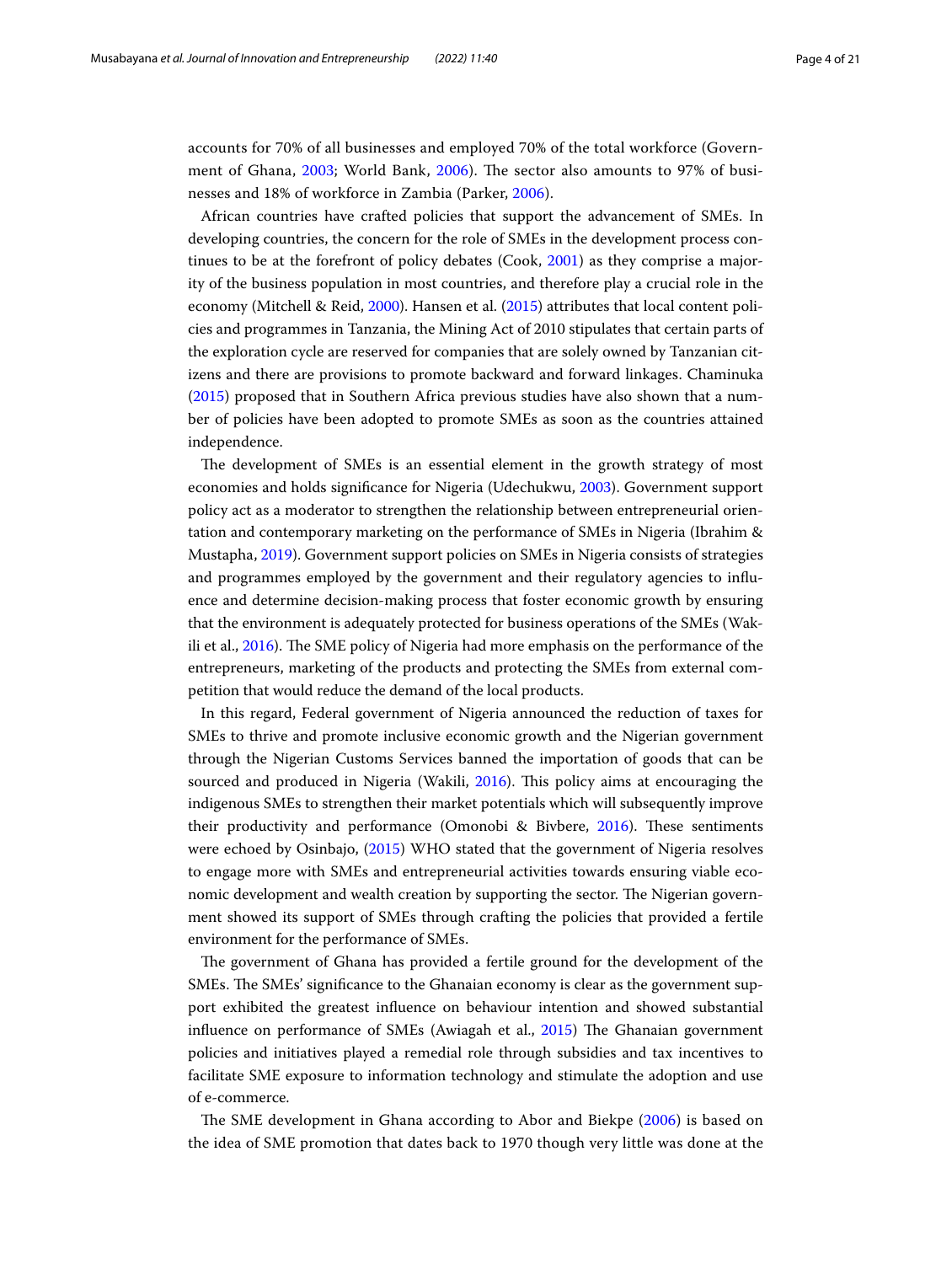accounts for 70% of all businesses and employed 70% of the total workforce (Government of Ghana, 2003; World Bank, 2006). The sector also amounts to 97% of businesses and 18% of workforce in Zambia (Parker, 2006).

African countries have crafted policies that support the advancement of SMEs. In developing countries, the concern for the role of SMEs in the development process continues to be at the forefront of policy debates (Cook, 2001) as they comprise a majority of the business population in most countries, and therefore play a crucial role in the economy (Mitchell & Reid, 2000). Hansen et al. (2015) attributes that local content policies and programmes in Tanzania, the Mining Act of 2010 stipulates that certain parts of the exploration cycle are reserved for companies that are solely owned by Tanzanian citizens and there are provisions to promote backward and forward linkages. Chaminuka (2015) proposed that in Southern Africa previous studies have also shown that a number of policies have been adopted to promote SMEs as soon as the countries attained independence.

The development of SMEs is an essential element in the growth strategy of most economies and holds significance for Nigeria (Udechukwu, 2003). Government support policy act as a moderator to strengthen the relationship between entrepreneurial orientation and contemporary marketing on the performance of SMEs in Nigeria (Ibrahim & Mustapha, 2019). Government support policies on SMEs in Nigeria consists of strategies and programmes employed by the government and their regulatory agencies to influence and determine decision-making process that foster economic growth by ensuring that the environment is adequately protected for business operations of the SMEs (Wakili et al., 2016). The SME policy of Nigeria had more emphasis on the performance of the entrepreneurs, marketing of the products and protecting the SMEs from external competition that would reduce the demand of the local products.

In this regard, Federal government of Nigeria announced the reduction of taxes for SMEs to thrive and promote inclusive economic growth and the Nigerian government through the Nigerian Customs Services banned the importation of goods that can be sourced and produced in Nigeria (Wakili, 2016). This policy aims at encouraging the indigenous SMEs to strengthen their market potentials which will subsequently improve their productivity and performance (Omonobi & Bivbere, 2016). These sentiments were echoed by Osinbajo, (2015) WHO stated that the government of Nigeria resolves to engage more with SMEs and entrepreneurial activities towards ensuring viable economic development and wealth creation by supporting the sector. The Nigerian government showed its support of SMEs through crafting the policies that provided a fertile environment for the performance of SMEs.

The government of Ghana has provided a fertile ground for the development of the SMEs. The SMEs' significance to the Ghanaian economy is clear as the government support exhibited the greatest influence on behaviour intention and showed substantial influence on performance of SMEs (Awiagah et al., 2015) The Ghanaian government policies and initiatives played a remedial role through subsidies and tax incentives to facilitate SME exposure to information technology and stimulate the adoption and use of e-commerce.

The SME development in Ghana according to Abor and Biekpe (2006) is based on the idea of SME promotion that dates back to 1970 though very little was done at the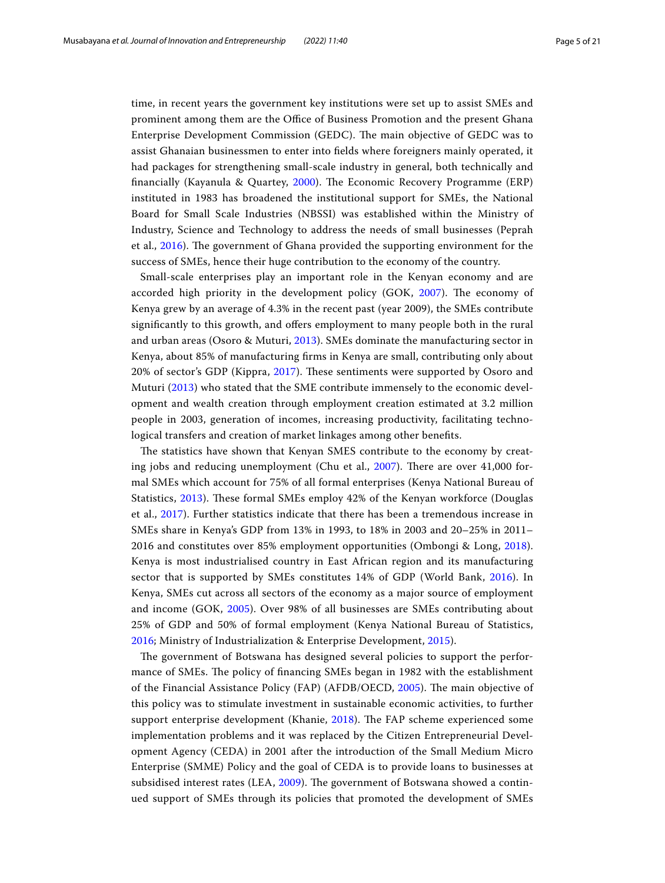time, in recent years the government key institutions were set up to assist SMEs and prominent among them are the Office of Business Promotion and the present Ghana Enterprise Development Commission (GEDC). The main objective of GEDC was to assist Ghanaian businessmen to enter into fields where foreigners mainly operated, it had packages for strengthening small-scale industry in general, both technically and financially (Kayanula & Quartey, 2000). The Economic Recovery Programme (ERP) instituted in 1983 has broadened the institutional support for SMEs, the National Board for Small Scale Industries (NBSSI) was established within the Ministry of Industry, Science and Technology to address the needs of small businesses (Peprah et al., 2016). The government of Ghana provided the supporting environment for the success of SMEs, hence their huge contribution to the economy of the country.

Small-scale enterprises play an important role in the Kenyan economy and are accorded high priority in the development policy (GOK, 2007). The economy of Kenya grew by an average of 4.3% in the recent past (year 2009), the SMEs contribute significantly to this growth, and offers employment to many people both in the rural and urban areas (Osoro & Muturi, 2013). SMEs dominate the manufacturing sector in Kenya, about 85% of manufacturing firms in Kenya are small, contributing only about 20% of sector's GDP (Kippra, 2017). These sentiments were supported by Osoro and Muturi (2013) who stated that the SME contribute immensely to the economic development and wealth creation through employment creation estimated at 3.2 million people in 2003, generation of incomes, increasing productivity, facilitating technological transfers and creation of market linkages among other benefits.

The statistics have shown that Kenyan SMES contribute to the economy by creating jobs and reducing unemployment (Chu et al., 2007). There are over 41,000 formal SMEs which account for 75% of all formal enterprises (Kenya National Bureau of Statistics, 2013). These formal SMEs employ 42% of the Kenyan workforce (Douglas et al., 2017). Further statistics indicate that there has been a tremendous increase in SMEs share in Kenya's GDP from 13% in 1993, to 18% in 2003 and 20–25% in 2011–2016 and constitutes over 85% employment opportunities (Ombongi & Long, 2018). Kenya is most industrialised country in East African region and its manufacturing sector that is supported by SMEs constitutes 14% of GDP (World Bank, 2016). In Kenya, SMEs cut across all sectors of the economy as a major source of employment and income (GOK, 2005). Over 98% of all businesses are SMEs contributing about 25% of GDP and 50% of formal employment (Kenya National Bureau of Statistics, 2016; Ministry of Industrialization & Enterprise Development, 2015).

The government of Botswana has designed several policies to support the performance of SMEs. The policy of financing SMEs began in 1982 with the establishment of the Financial Assistance Policy (FAP) (AFDB/OECD, 2005). The main objective of this policy was to stimulate investment in sustainable economic activities, to further support enterprise development (Khanie, 2018). The FAP scheme experienced some implementation problems and it was replaced by the Citizen Entrepreneurial Development Agency (CEDA) in 2001 after the introduction of the Small Medium Micro Enterprise (SMME) Policy and the goal of CEDA is to provide loans to businesses at subsidised interest rates (LEA, 2009). The government of Botswana showed a continued support of SMEs through its policies that promoted the development of SMEs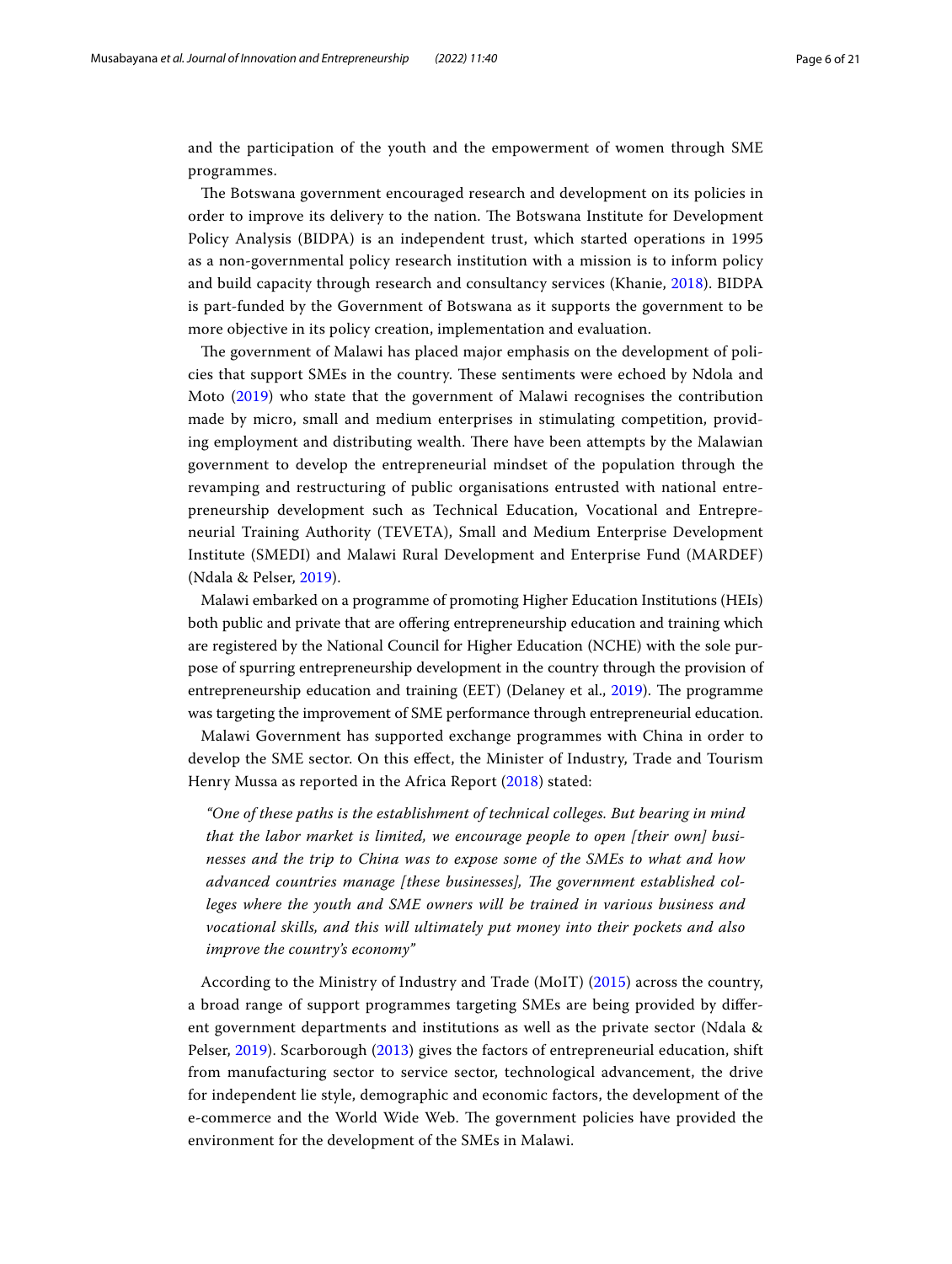and the participation of the youth and the empowerment of women through SME programmes.

The Botswana government encouraged research and development on its policies in order to improve its delivery to the nation. The Botswana Institute for Development Policy Analysis (BIDPA) is an independent trust, which started operations in 1995 as a non-governmental policy research institution with a mission is to inform policy and build capacity through research and consultancy services (Khanie, 2018). BIDPA is part-funded by the Government of Botswana as it supports the government to be more objective in its policy creation, implementation and evaluation.

The government of Malawi has placed major emphasis on the development of policies that support SMEs in the country. These sentiments were echoed by Ndola and Moto (2019) who state that the government of Malawi recognises the contribution made by micro, small and medium enterprises in stimulating competition, providing employment and distributing wealth. There have been attempts by the Malawian government to develop the entrepreneurial mindset of the population through the revamping and restructuring of public organisations entrusted with national entrepreneurship development such as Technical Education, Vocational and Entrepreneurial Training Authority (TEVETA), Small and Medium Enterprise Development Institute (SMEDI) and Malawi Rural Development and Enterprise Fund (MARDEF) (Ndala & Pelser, 2019).

Malawi embarked on a programme of promoting Higher Education Institutions (HEIs) both public and private that are offering entrepreneurship education and training which are registered by the National Council for Higher Education (NCHE) with the sole purpose of spurring entrepreneurship development in the country through the provision of entrepreneurship education and training (EET) (Delaney et al., 2019). The programme was targeting the improvement of SME performance through entrepreneurial education.

Malawi Government has supported exchange programmes with China in order to develop the SME sector. On this effect, the Minister of Industry, Trade and Tourism Henry Mussa as reported in the Africa Report (2018) stated:

> *"One of these paths is the establishment of technical colleges. But bearing in mind that the labor market is limited, we encourage people to open [their own] businesses and the trip to China was to expose some of the SMEs to what and how advanced countries manage [these businesses], The government established colleges where the youth and SME owners will be trained in various business and vocational skills, and this will ultimately put money into their pockets and also improve the country's economy"*

According to the Ministry of Industry and Trade (MoIT) (2015) across the country, a broad range of support programmes targeting SMEs are being provided by different government departments and institutions as well as the private sector (Ndala & Pelser, 2019). Scarborough (2013) gives the factors of entrepreneurial education, shift from manufacturing sector to service sector, technological advancement, the drive for independent lie style, demographic and economic factors, the development of the e-commerce and the World Wide Web. The government policies have provided the environment for the development of the SMEs in Malawi.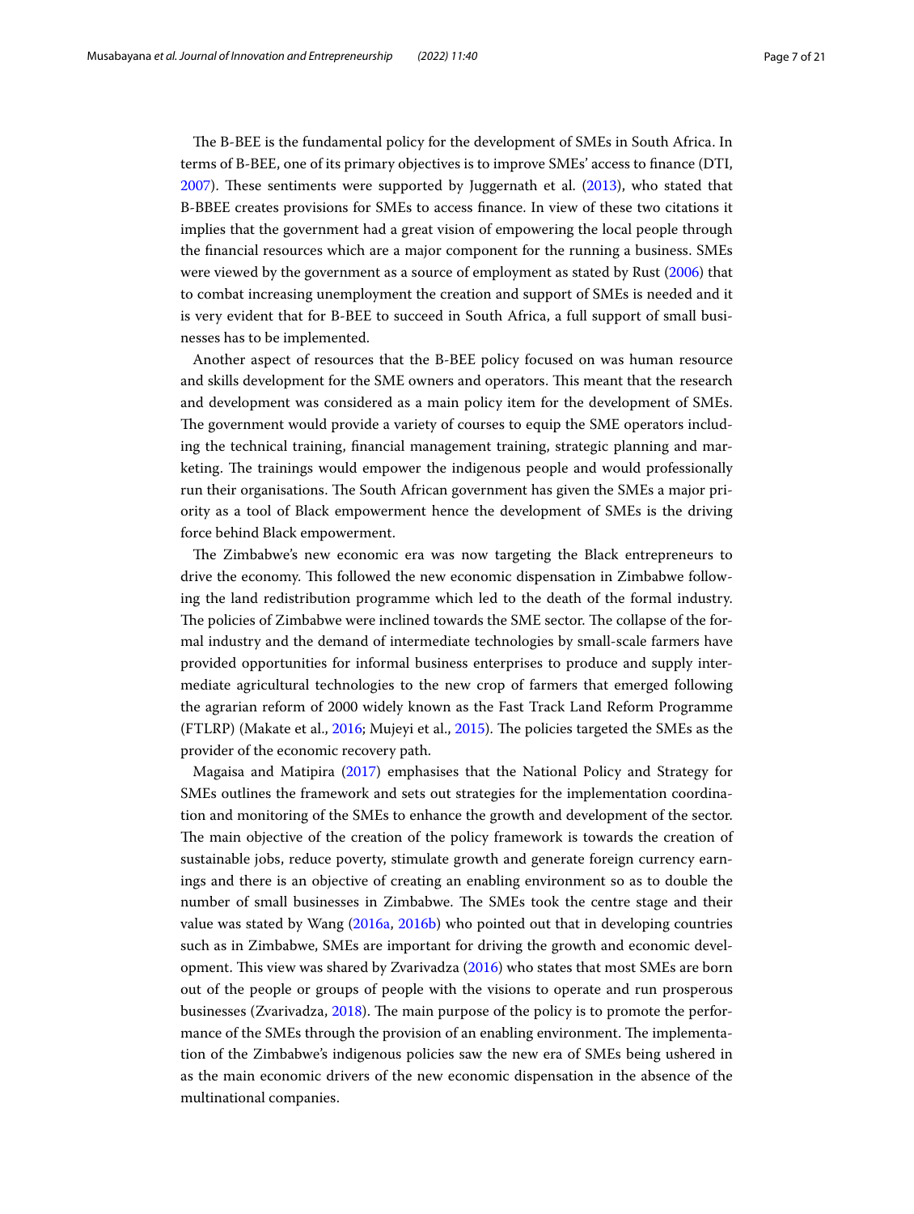The B-BEE is the fundamental policy for the development of SMEs in South Africa. In terms of B-BEE, one of its primary objectives is to improve SMEs' access to finance (DTI, 2007). These sentiments were supported by Juggernath et al. (2013), who stated that B-BBEE creates provisions for SMEs to access finance. In view of these two citations it implies that the government had a great vision of empowering the local people through the financial resources which are a major component for the running a business. SMEs were viewed by the government as a source of employment as stated by Rust (2006) that to combat increasing unemployment the creation and support of SMEs is needed and it is very evident that for B-BEE to succeed in South Africa, a full support of small businesses has to be implemented.

Another aspect of resources that the B-BEE policy focused on was human resource and skills development for the SME owners and operators. This meant that the research and development was considered as a main policy item for the development of SMEs. The government would provide a variety of courses to equip the SME operators including the technical training, financial management training, strategic planning and marketing. The trainings would empower the indigenous people and would professionally run their organisations. The South African government has given the SMEs a major priority as a tool of Black empowerment hence the development of SMEs is the driving force behind Black empowerment.

The Zimbabwe's new economic era was now targeting the Black entrepreneurs to drive the economy. This followed the new economic dispensation in Zimbabwe following the land redistribution programme which led to the death of the formal industry. The policies of Zimbabwe were inclined towards the SME sector. The collapse of the formal industry and the demand of intermediate technologies by small-scale farmers have provided opportunities for informal business enterprises to produce and supply intermediate agricultural technologies to the new crop of farmers that emerged following the agrarian reform of 2000 widely known as the Fast Track Land Reform Programme (FTLRP) (Makate et al., 2016; Mujeyi et al., 2015). The policies targeted the SMEs as the provider of the economic recovery path.

Magaisa and Matipira (2017) emphasises that the National Policy and Strategy for SMEs outlines the framework and sets out strategies for the implementation coordination and monitoring of the SMEs to enhance the growth and development of the sector. The main objective of the creation of the policy framework is towards the creation of sustainable jobs, reduce poverty, stimulate growth and generate foreign currency earnings and there is an objective of creating an enabling environment so as to double the number of small businesses in Zimbabwe. The SMEs took the centre stage and their value was stated by Wang (2016a, 2016b) who pointed out that in developing countries such as in Zimbabwe, SMEs are important for driving the growth and economic development. This view was shared by Zvarivadza (2016) who states that most SMEs are born out of the people or groups of people with the visions to operate and run prosperous businesses (Zvarivadza, 2018). The main purpose of the policy is to promote the performance of the SMEs through the provision of an enabling environment. The implementation of the Zimbabwe's indigenous policies saw the new era of SMEs being ushered in as the main economic drivers of the new economic dispensation in the absence of the multinational companies.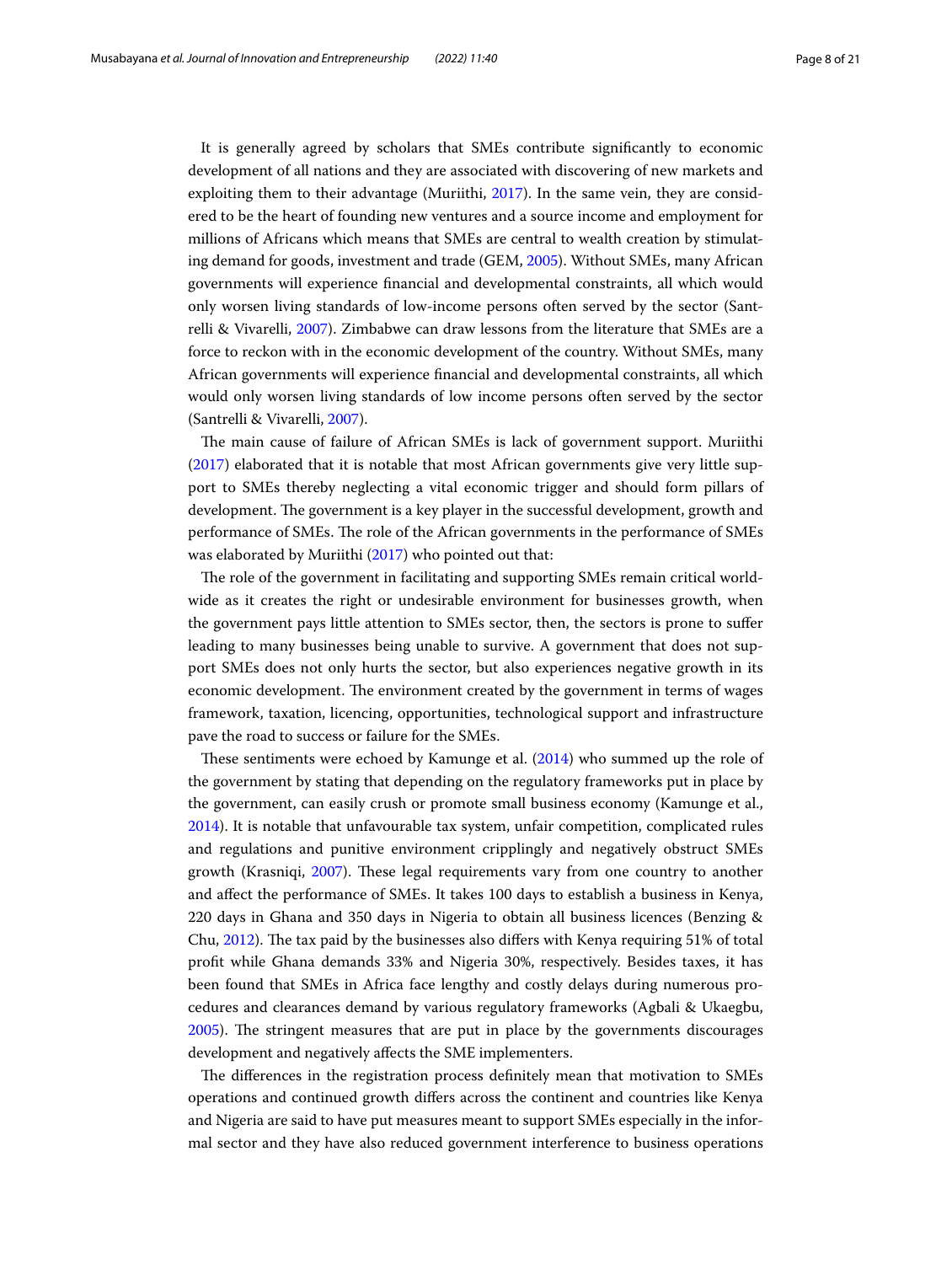It is generally agreed by scholars that SMEs contribute significantly to economic development of all nations and they are associated with discovering of new markets and exploiting them to their advantage (Muriithi, 2017). In the same vein, they are considered to be the heart of founding new ventures and a source income and employment for millions of Africans which means that SMEs are central to wealth creation by stimulating demand for goods, investment and trade (GEM, 2005). Without SMEs, many African governments will experience financial and developmental constraints, all which would only worsen living standards of low-income persons often served by the sector (Santrelli & Vivarelli, 2007). Zimbabwe can draw lessons from the literature that SMEs are a force to reckon with in the economic development of the country. Without SMEs, many African governments will experience financial and developmental constraints, all which would only worsen living standards of low income persons often served by the sector (Santrelli & Vivarelli, 2007).

The main cause of failure of African SMEs is lack of government support. Muriithi (2017) elaborated that it is notable that most African governments give very little support to SMEs thereby neglecting a vital economic trigger and should form pillars of development. The government is a key player in the successful development, growth and performance of SMEs. The role of the African governments in the performance of SMEs was elaborated by Muriithi (2017) who pointed out that:

The role of the government in facilitating and supporting SMEs remain critical worldwide as it creates the right or undesirable environment for businesses growth, when the government pays little attention to SMEs sector, then, the sectors is prone to suffer leading to many businesses being unable to survive. A government that does not support SMEs does not only hurts the sector, but also experiences negative growth in its economic development. The environment created by the government in terms of wages framework, taxation, licencing, opportunities, technological support and infrastructure pave the road to success or failure for the SMEs.

These sentiments were echoed by Kamunge et al. (2014) who summed up the role of the government by stating that depending on the regulatory frameworks put in place by the government, can easily crush or promote small business economy (Kamunge et al., 2014). It is notable that unfavourable tax system, unfair competition, complicated rules and regulations and punitive environment cripplingly and negatively obstruct SMEs growth (Krasniqi, 2007). These legal requirements vary from one country to another and affect the performance of SMEs. It takes 100 days to establish a business in Kenya, 220 days in Ghana and 350 days in Nigeria to obtain all business licences (Benzing & Chu, 2012). The tax paid by the businesses also differs with Kenya requiring 51% of total profit while Ghana demands 33% and Nigeria 30%, respectively. Besides taxes, it has been found that SMEs in Africa face lengthy and costly delays during numerous procedures and clearances demand by various regulatory frameworks (Agbali & Ukaegbu, 2005). The stringent measures that are put in place by the governments discourages development and negatively affects the SME implementers.

The differences in the registration process definitely mean that motivation to SMEs operations and continued growth differs across the continent and countries like Kenya and Nigeria are said to have put measures meant to support SMEs especially in the informal sector and they have also reduced government interference to business operations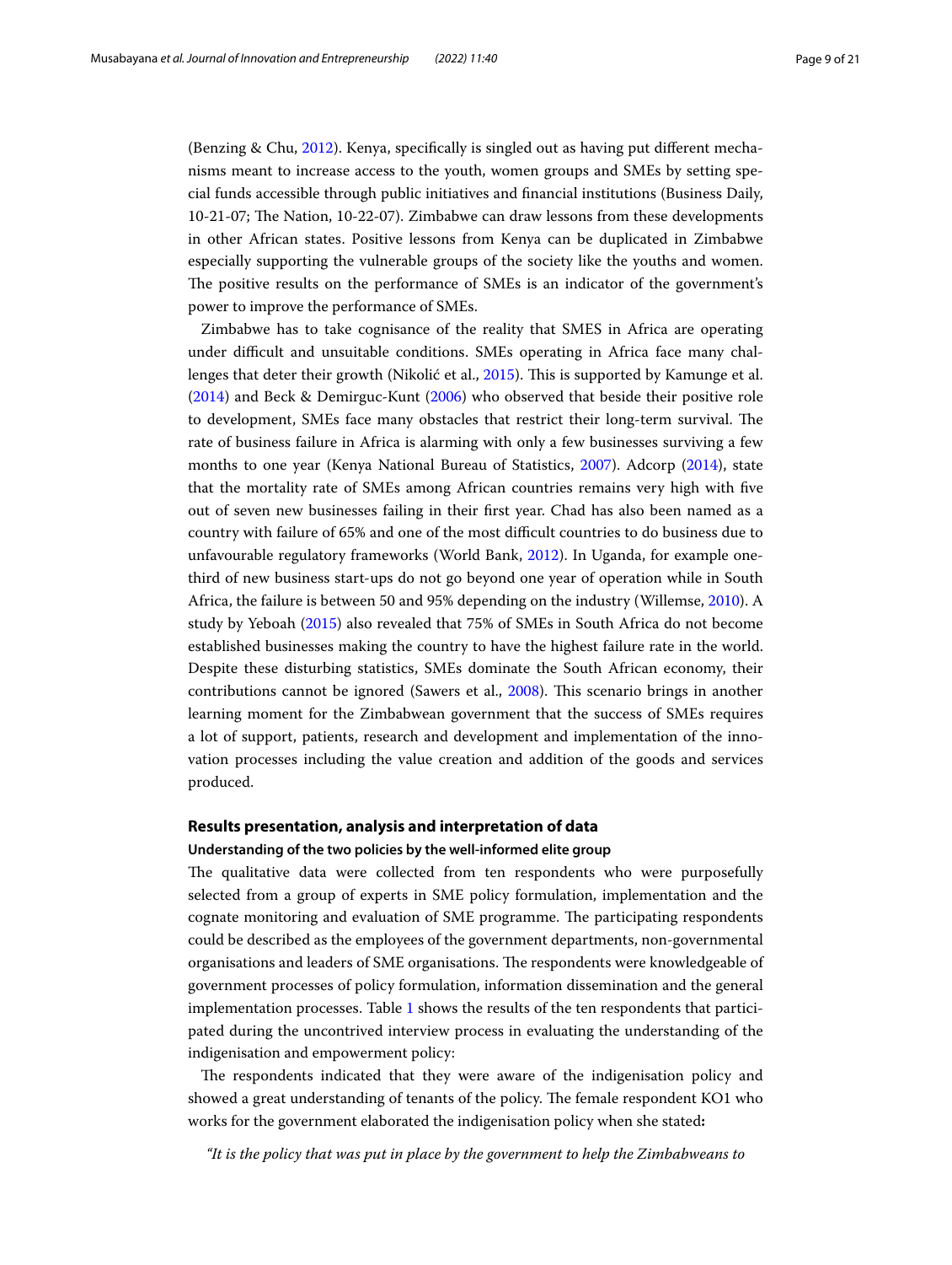(Benzing & Chu, 2012). Kenya, specifically is singled out as having put different mechanisms meant to increase access to the youth, women groups and SMEs by setting special funds accessible through public initiatives and financial institutions (Business Daily, 10-21-07; The Nation, 10-22-07). Zimbabwe can draw lessons from these developments in other African states. Positive lessons from Kenya can be duplicated in Zimbabwe especially supporting the vulnerable groups of the society like the youths and women. The positive results on the performance of SMEs is an indicator of the government's power to improve the performance of SMEs.

Zimbabwe has to take cognisance of the reality that SMES in Africa are operating under difficult and unsuitable conditions. SMEs operating in Africa face many challenges that deter their growth (Nikolić et al., 2015). This is supported by Kamunge et al. (2014) and Beck & Demirguc-Kunt (2006) who observed that beside their positive role to development, SMEs face many obstacles that restrict their long-term survival. The rate of business failure in Africa is alarming with only a few businesses surviving a few months to one year (Kenya National Bureau of Statistics, 2007). Adcorp (2014), state that the mortality rate of SMEs among African countries remains very high with five out of seven new businesses failing in their first year. Chad has also been named as a country with failure of 65% and one of the most difficult countries to do business due to unfavourable regulatory frameworks (World Bank, 2012). In Uganda, for example one-third of new business start-ups do not go beyond one year of operation while in South Africa, the failure is between 50 and 95% depending on the industry (Willemse, 2010). A study by Yeboah (2015) also revealed that 75% of SMEs in South Africa do not become established businesses making the country to have the highest failure rate in the world. Despite these disturbing statistics, SMEs dominate the South African economy, their contributions cannot be ignored (Sawers et al., 2008). This scenario brings in another learning moment for the Zimbabwean government that the success of SMEs requires a lot of support, patients, research and development and implementation of the innovation processes including the value creation and addition of the goods and services produced.

## Results presentation, analysis and interpretation of data

### Understanding of the two policies by the well-informed elite group

The qualitative data were collected from ten respondents who were purposefully selected from a group of experts in SME policy formulation, implementation and the cognate monitoring and evaluation of SME programme. The participating respondents could be described as the employees of the government departments, non-governmental organisations and leaders of SME organisations. The respondents were knowledgeable of government processes of policy formulation, information dissemination and the general implementation processes. Table 1 shows the results of the ten respondents that participated during the uncontrived interview process in evaluating the understanding of the indigenisation and empowerment policy:

The respondents indicated that they were aware of the indigenisation policy and showed a great understanding of tenants of the policy. The female respondent KO1 who works for the government elaborated the indigenisation policy when she stated**:**

*"It is the policy that was put in place by the government to help the Zimbabweans to*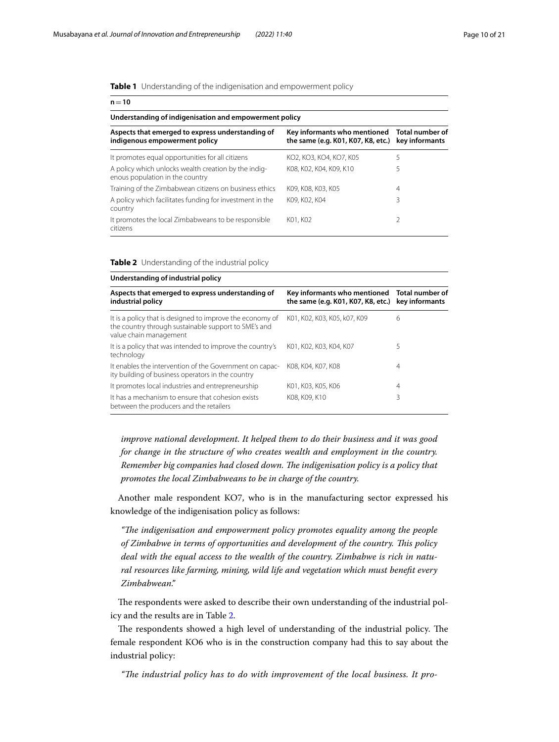**Table 1** Understanding of the indigenisation and empowerment policy

| n = 10 | | |
|---|---|---|
| **Understanding of indigenisation and empowerment policy** | | |
| **Aspects that emerged to express understanding of indigenous empowerment policy** | **Key informants who mentioned the same (e.g. K01, K07, K8, etc.)** | **Total number of key informants** |
| It promotes equal opportunities for all citizens | KO2, KO3, KO4, KO7, K05 | 5 |
| A policy which unlocks wealth creation by the indigenous population in the country | K08, K02, K04, K09, K10 | 5 |
| Training of the Zimbabwean citizens on business ethics | K09, K08, K03, K05 | 4 |
| A policy which facilitates funding for investment in the country | K09, K02, K04 | 3 |
| It promotes the local Zimbabweans to be responsible citizens | K01, K02 | 2 |

**Table 2** Understanding of the industrial policy

| **Understanding of industrial policy** | | |
|---|---|---|
| **Aspects that emerged to express understanding of industrial policy** | **Key informants who mentioned the same (e.g. K01, K07, K8, etc.)** | **Total number of key informants** |
| It is a policy that is designed to improve the economy of the country through sustainable support to SME's and value chain management | K01, K02, K03, K05, k07, K09 | 6 |
| It is a policy that was intended to improve the country's technology | K01, K02, K03, K04, K07 | 5 |
| It enables the intervention of the Government on capacity building of business operators in the country | K08, K04, K07, K08 | 4 |
| It promotes local industries and entrepreneurship | K01, K03, K05, K06 | 4 |
| It has a mechanism to ensure that cohesion exists between the producers and the retailers | K08, K09, K10 | 3 |

*improve national development. It helped them to do their business and it was good for change in the structure of who creates wealth and employment in the country. Remember big companies had closed down. The indigenisation policy is a policy that promotes the local Zimbabweans to be in charge of the country.*

Another male respondent KO7, who is in the manufacturing sector expressed his knowledge of the indigenisation policy as follows:

*"The indigenisation and empowerment policy promotes equality among the people of Zimbabwe in terms of opportunities and development of the country. This policy deal with the equal access to the wealth of the country. Zimbabwe is rich in natural resources like farming, mining, wild life and vegetation which must benefit every Zimbabwean."*

The respondents were asked to describe their own understanding of the industrial policy and the results are in Table 2.

The respondents showed a high level of understanding of the industrial policy. The female respondent KO6 who is in the construction company had this to say about the industrial policy:

*"The industrial policy has to do with improvement of the local business. It pro-*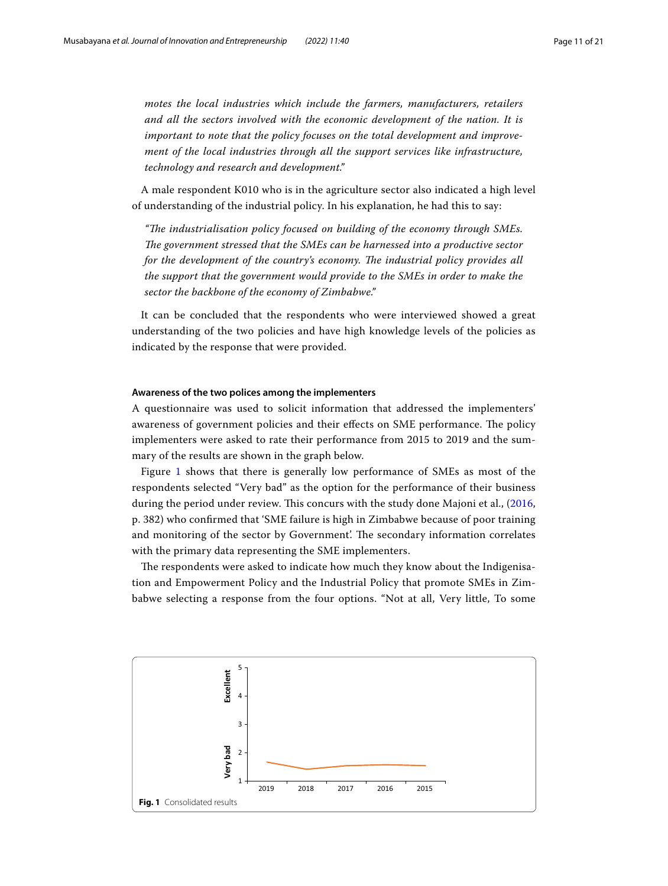*motes the local industries which include the farmers, manufacturers, retailers and all the sectors involved with the economic development of the nation. It is important to note that the policy focuses on the total development and improvement of the local industries through all the support services like infrastructure, technology and research and development."*

A male respondent K010 who is in the agriculture sector also indicated a high level of understanding of the industrial policy. In his explanation, he had this to say:

*"The industrialisation policy focused on building of the economy through SMEs. The government stressed that the SMEs can be harnessed into a productive sector for the development of the country's economy. The industrial policy provides all the support that the government would provide to the SMEs in order to make the sector the backbone of the economy of Zimbabwe."*

It can be concluded that the respondents who were interviewed showed a great understanding of the two policies and have high knowledge levels of the policies as indicated by the response that were provided.

#### Awareness of the two polices among the implementers

A questionnaire was used to solicit information that addressed the implementers' awareness of government policies and their effects on SME performance. The policy implementers were asked to rate their performance from 2015 to 2019 and the summary of the results are shown in the graph below.

Figure 1 shows that there is generally low performance of SMEs as most of the respondents selected "Very bad" as the option for the performance of their business during the period under review. This concurs with the study done Majoni et al., (2016, p. 382) who confirmed that 'SME failure is high in Zimbabwe because of poor training and monitoring of the sector by Government'. The secondary information correlates with the primary data representing the SME implementers.

The respondents were asked to indicate how much they know about the Indigenisation and Empowerment Policy and the Industrial Policy that promote SMEs in Zimbabwe selecting a response from the four options. "Not at all, Very little, To some

**Fig. 1** Consolidated results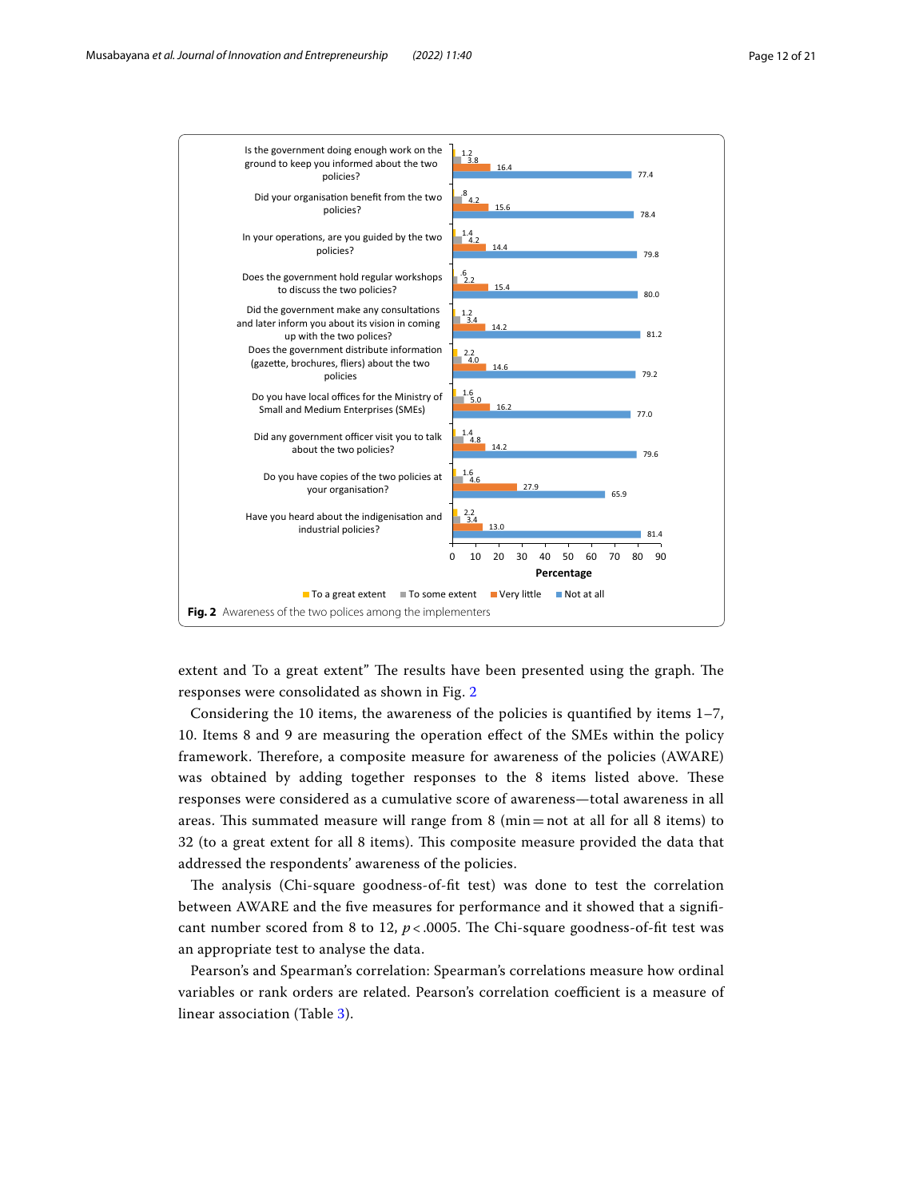| Item | To a great extent | To some extent | Very little | Not at all |
|---|---|---|---|---|
| Is the government doing enough work on the ground to keep you informed about the two policies? | 1.2 | 3.8 | 16.4 | 77.4 |
| Did your organisation benefit from the two policies? | .8 | 4.2 | 15.6 | 78.4 |
| In your operations, are you guided by the two policies? | 1.4 | 4.2 | 14.4 | 79.8 |
| Does the government hold regular workshops to discuss the two policies? | .6 | 2.2 | 15.4 | 80.0 |
| Did the government make any consultations and later inform you about its vision in coming up with the two polices? | 1.2 | 3.4 | 14.2 | 81.2 |
| Does the government distribute information (gazette, brochures, fliers) about the two policies | 2.2 | 4.0 | 14.6 | 79.2 |
| Do you have local offices for the Ministry of Small and Medium Enterprises (SMEs) | 1.6 | 5.0 | 16.2 | 77.0 |
| Did any government officer visit you to talk about the two policies? | 1.4 | 4.8 | 14.2 | 79.6 |
| Do you have copies of the two policies at your organisation? | 1.6 | 4.6 | 27.9 | 65.9 |
| Have you heard about the indigenisation and industrial policies? | 2.2 | 3.4 | 13.0 | 81.4 |

Percentage

**Fig. 2** Awareness of the two polices among the implementers

extent and To a great extent" The results have been presented using the graph. The responses were consolidated as shown in Fig. 2

Considering the 10 items, the awareness of the policies is quantified by items 1–7, 10. Items 8 and 9 are measuring the operation effect of the SMEs within the policy framework. Therefore, a composite measure for awareness of the policies (AWARE) was obtained by adding together responses to the 8 items listed above. These responses were considered as a cumulative score of awareness—total awareness in all areas. This summated measure will range from 8 (min = not at all for all 8 items) to 32 (to a great extent for all 8 items). This composite measure provided the data that addressed the respondents' awareness of the policies.

The analysis (Chi-square goodness-of-fit test) was done to test the correlation between AWARE and the five measures for performance and it showed that a significant number scored from 8 to 12, $p < .0005$. The Chi-square goodness-of-fit test was an appropriate test to analyse the data.

Pearson's and Spearman's correlation: Spearman's correlations measure how ordinal variables or rank orders are related. Pearson's correlation coefficient is a measure of linear association (Table 3).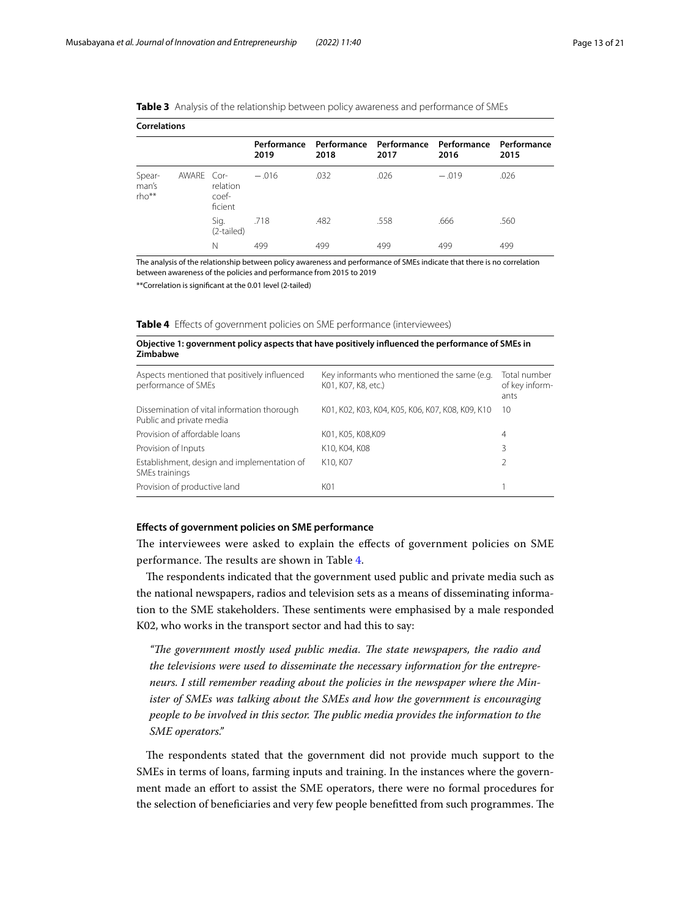**Table 3** Analysis of the relationship between policy awareness and performance of SMEs

| Correlations | | | | | | | |
|---|---|---|---|---|---|---|---|
| | | | Performance 2019 | Performance 2018 | Performance 2017 | Performance 2016 | Performance 2015 |
| Spearman's rho** | AWARE | Correlation coefficient | −.016 | .032 | .026 | −.019 | .026 |
| | | Sig. (2-tailed) | .718 | .482 | .558 | .666 | .560 |
| | | N | 499 | 499 | 499 | 499 | 499 |

The analysis of the relationship between policy awareness and performance of SMEs indicate that there is no correlation between awareness of the policies and performance from 2015 to 2019

**Correlation is significant at the 0.01 level (2-tailed)

**Table 4** Effects of government policies on SME performance (interviewees)

| Objective 1: government policy aspects that have positively influenced the performance of SMEs in Zimbabwe | | |
|---|---|---|
| Aspects mentioned that positively influenced performance of SMEs | Key informants who mentioned the same (e.g. K01, K07, K8, etc.) | Total number of key informants |
| Dissemination of vital information thorough Public and private media | K01, K02, K03, K04, K05, K06, K07, K08, K09, K10 | 10 |
| Provision of affordable loans | K01, K05, K08,K09 | 4 |
| Provision of Inputs | K10, K04, K08 | 3 |
| Establishment, design and implementation of SMEs trainings | K10, K07 | 2 |
| Provision of productive land | K01 | 1 |

### Effects of government policies on SME performance

The interviewees were asked to explain the effects of government policies on SME performance. The results are shown in Table 4.

The respondents indicated that the government used public and private media such as the national newspapers, radios and television sets as a means of disseminating information to the SME stakeholders. These sentiments were emphasised by a male responded K02, who works in the transport sector and had this to say:

> *"The government mostly used public media. The state newspapers, the radio and the televisions were used to disseminate the necessary information for the entrepreneurs. I still remember reading about the policies in the newspaper where the Minister of SMEs was talking about the SMEs and how the government is encouraging people to be involved in this sector. The public media provides the information to the SME operators."*

The respondents stated that the government did not provide much support to the SMEs in terms of loans, farming inputs and training. In the instances where the government made an effort to assist the SME operators, there were no formal procedures for the selection of beneficiaries and very few people benefitted from such programmes. The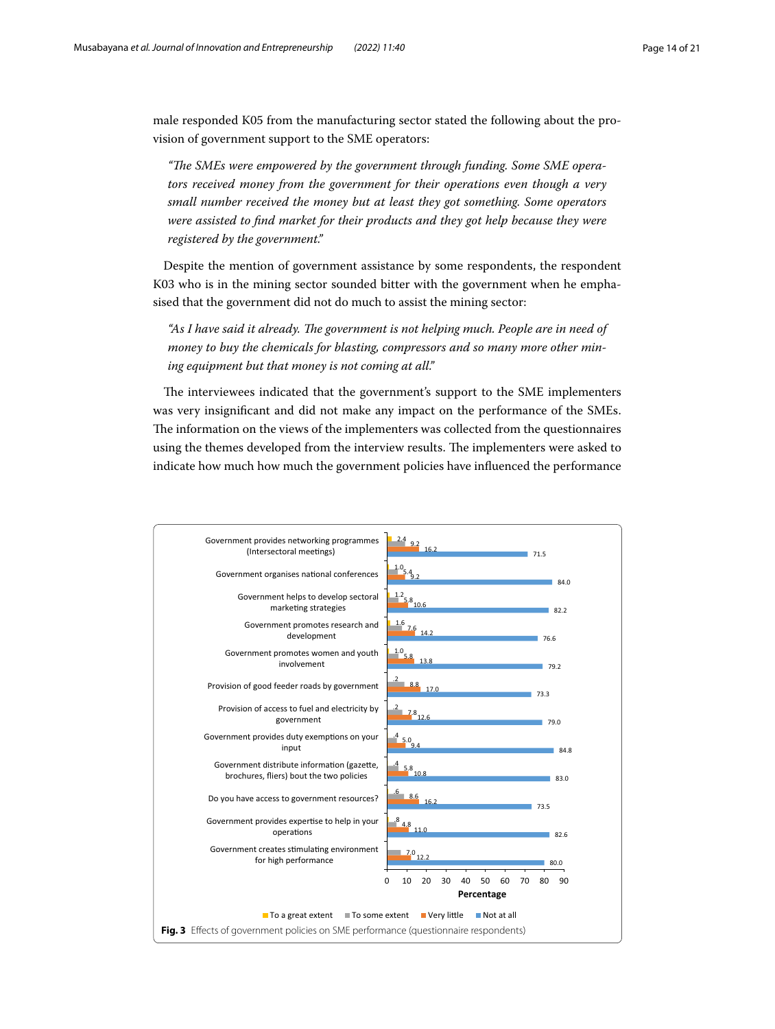male responded K05 from the manufacturing sector stated the following about the provision of government support to the SME operators:

> *"The SMEs were empowered by the government through funding. Some SME operators received money from the government for their operations even though a very small number received the money but at least they got something. Some operators were assisted to find market for their products and they got help because they were registered by the government."*

Despite the mention of government assistance by some respondents, the respondent K03 who is in the mining sector sounded bitter with the government when he emphasised that the government did not do much to assist the mining sector:

> *"As I have said it already. The government is not helping much. People are in need of money to buy the chemicals for blasting, compressors and so many more other mining equipment but that money is not coming at all."*

The interviewees indicated that the government's support to the SME implementers was very insignificant and did not make any impact on the performance of the SMEs. The information on the views of the implementers was collected from the questionnaires using the themes developed from the interview results. The implementers were asked to indicate how much how much the government policies have influenced the performance

| Item | To a great extent | To some extent | Very little | Not at all |
|---|---|---|---|---|
| Government provides networking programmes (Intersectoral meetings) | 2.4 | 9.2 | 16.2 | 71.5 |
| Government organises national conferences | 1.0 | 5.4 | 9.2 | 84.0 |
| Government helps to develop sectoral marketing strategies | 1.2 | 5.8 | 10.6 | 82.2 |
| Government promotes research and development | 1.6 | 7.6 | 14.2 | 76.6 |
| Government promotes women and youth involvement | 1.0 | 5.8 | 13.8 | 79.2 |
| Provision of good feeder roads by government | .2 | 8.8 | 17.0 | 73.3 |
| Provision of access to fuel and electricity by government | .2 | 7.8 | 12.6 | 79.0 |
| Government provides duty exemptions on your input | .4 | 5.0 | 9.4 | 84.8 |
| Government distribute information (gazette, brochures, fliers) bout the two policies | .4 | 5.8 | 10.8 | 83.0 |
| Do you have access to government resources? | .6 | 8.6 | 16.2 | 73.5 |
| Government provides expertise to help in your operations | .8 | 4.8 | 11.0 | 82.6 |
| Government creates stimulating environment for high performance | | 7.0 | 12.2 | 80.0 |

**Fig. 3** Effects of government policies on SME performance (questionnaire respondents)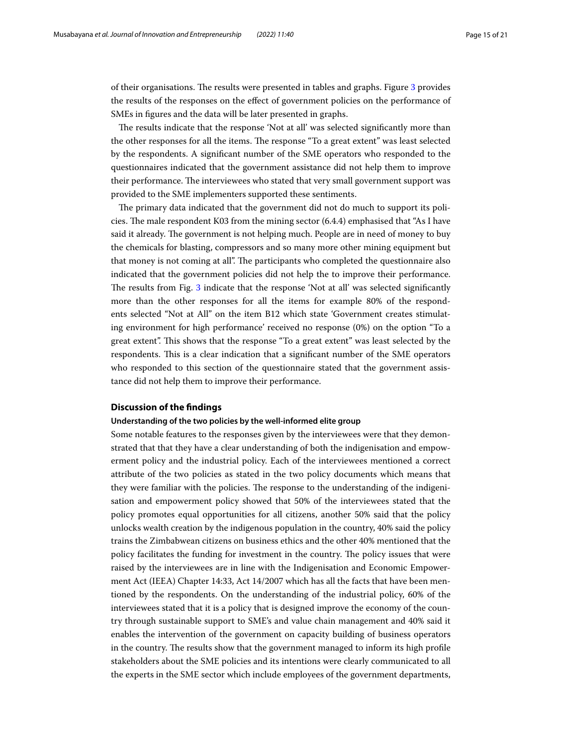of their organisations. The results were presented in tables and graphs. Figure 3 provides the results of the responses on the effect of government policies on the performance of SMEs in figures and the data will be later presented in graphs.

The results indicate that the response 'Not at all' was selected significantly more than the other responses for all the items. The response "To a great extent" was least selected by the respondents. A significant number of the SME operators who responded to the questionnaires indicated that the government assistance did not help them to improve their performance. The interviewees who stated that very small government support was provided to the SME implementers supported these sentiments.

The primary data indicated that the government did not do much to support its policies. The male respondent K03 from the mining sector (6.4.4) emphasised that "As I have said it already. The government is not helping much. People are in need of money to buy the chemicals for blasting, compressors and so many more other mining equipment but that money is not coming at all". The participants who completed the questionnaire also indicated that the government policies did not help the to improve their performance. The results from Fig. 3 indicate that the response 'Not at all' was selected significantly more than the other responses for all the items for example 80% of the respondents selected "Not at All" on the item B12 which state 'Government creates stimulating environment for high performance' received no response (0%) on the option "To a great extent". This shows that the response "To a great extent" was least selected by the respondents. This is a clear indication that a significant number of the SME operators who responded to this section of the questionnaire stated that the government assistance did not help them to improve their performance.

## Discussion of the findings

### Understanding of the two policies by the well-informed elite group

Some notable features to the responses given by the interviewees were that they demonstrated that that they have a clear understanding of both the indigenisation and empowerment policy and the industrial policy. Each of the interviewees mentioned a correct attribute of the two policies as stated in the two policy documents which means that they were familiar with the policies. The response to the understanding of the indigenisation and empowerment policy showed that 50% of the interviewees stated that the policy promotes equal opportunities for all citizens, another 50% said that the policy unlocks wealth creation by the indigenous population in the country, 40% said the policy trains the Zimbabwean citizens on business ethics and the other 40% mentioned that the policy facilitates the funding for investment in the country. The policy issues that were raised by the interviewees are in line with the Indigenisation and Economic Empowerment Act (IEEA) Chapter 14:33, Act 14/2007 which has all the facts that have been mentioned by the respondents. On the understanding of the industrial policy, 60% of the interviewees stated that it is a policy that is designed improve the economy of the country through sustainable support to SME's and value chain management and 40% said it enables the intervention of the government on capacity building of business operators in the country. The results show that the government managed to inform its high profile stakeholders about the SME policies and its intentions were clearly communicated to all the experts in the SME sector which include employees of the government departments,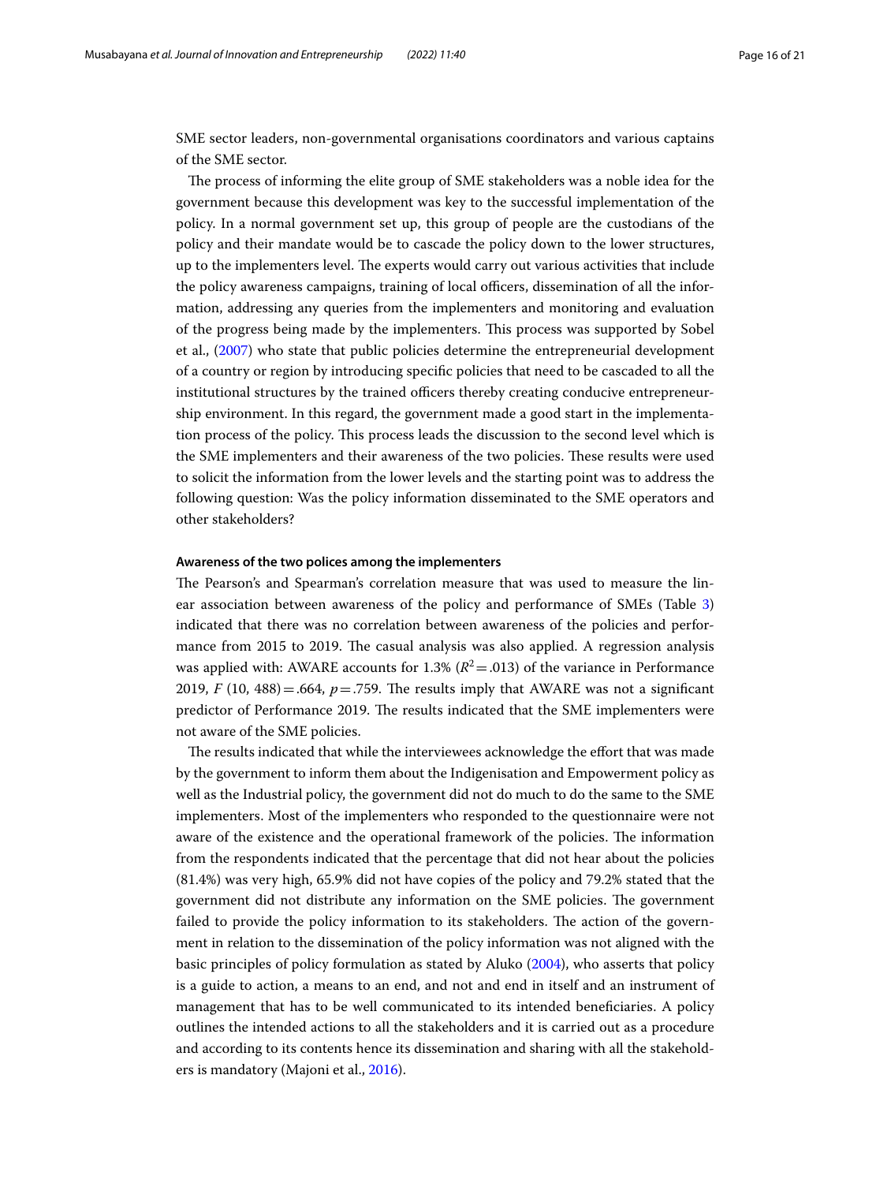SME sector leaders, non-governmental organisations coordinators and various captains of the SME sector.

The process of informing the elite group of SME stakeholders was a noble idea for the government because this development was key to the successful implementation of the policy. In a normal government set up, this group of people are the custodians of the policy and their mandate would be to cascade the policy down to the lower structures, up to the implementers level. The experts would carry out various activities that include the policy awareness campaigns, training of local officers, dissemination of all the information, addressing any queries from the implementers and monitoring and evaluation of the progress being made by the implementers. This process was supported by Sobel et al., (2007) who state that public policies determine the entrepreneurial development of a country or region by introducing specific policies that need to be cascaded to all the institutional structures by the trained officers thereby creating conducive entrepreneurship environment. In this regard, the government made a good start in the implementation process of the policy. This process leads the discussion to the second level which is the SME implementers and their awareness of the two policies. These results were used to solicit the information from the lower levels and the starting point was to address the following question: Was the policy information disseminated to the SME operators and other stakeholders?

#### Awareness of the two polices among the implementers

The Pearson's and Spearman's correlation measure that was used to measure the linear association between awareness of the policy and performance of SMEs (Table 3) indicated that there was no correlation between awareness of the policies and performance from 2015 to 2019. The casual analysis was also applied. A regression analysis was applied with: AWARE accounts for 1.3% ($R^2 = .013$) of the variance in Performance 2019, $F$ (10, 488) = .664, $p = .759$. The results imply that AWARE was not a significant predictor of Performance 2019. The results indicated that the SME implementers were not aware of the SME policies.

The results indicated that while the interviewees acknowledge the effort that was made by the government to inform them about the Indigenisation and Empowerment policy as well as the Industrial policy, the government did not do much to do the same to the SME implementers. Most of the implementers who responded to the questionnaire were not aware of the existence and the operational framework of the policies. The information from the respondents indicated that the percentage that did not hear about the policies (81.4%) was very high, 65.9% did not have copies of the policy and 79.2% stated that the government did not distribute any information on the SME policies. The government failed to provide the policy information to its stakeholders. The action of the government in relation to the dissemination of the policy information was not aligned with the basic principles of policy formulation as stated by Aluko (2004), who asserts that policy is a guide to action, a means to an end, and not and end in itself and an instrument of management that has to be well communicated to its intended beneficiaries. A policy outlines the intended actions to all the stakeholders and it is carried out as a procedure and according to its contents hence its dissemination and sharing with all the stakeholders is mandatory (Majoni et al., 2016).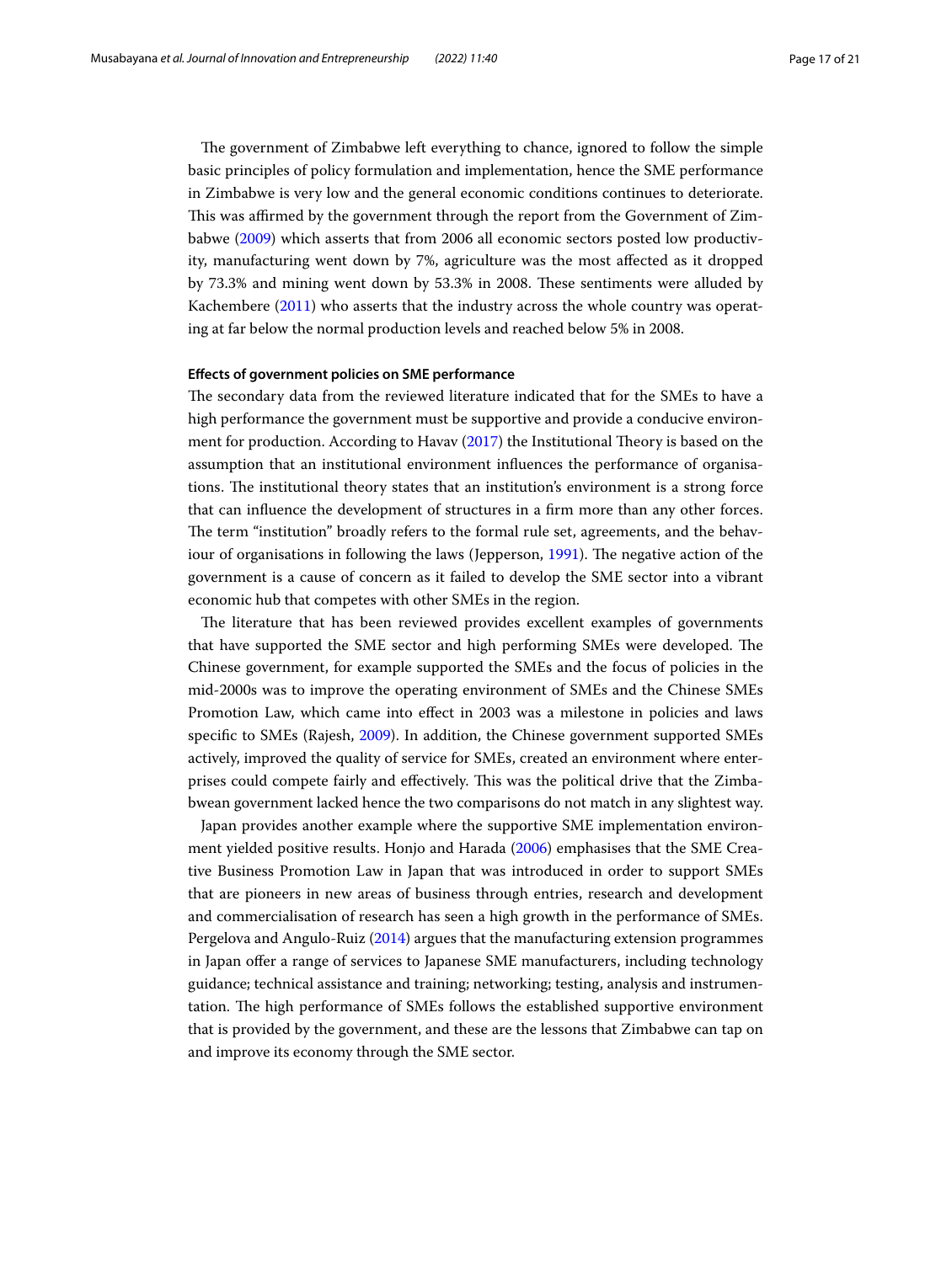The government of Zimbabwe left everything to chance, ignored to follow the simple basic principles of policy formulation and implementation, hence the SME performance in Zimbabwe is very low and the general economic conditions continues to deteriorate. This was affirmed by the government through the report from the Government of Zimbabwe (2009) which asserts that from 2006 all economic sectors posted low productivity, manufacturing went down by 7%, agriculture was the most affected as it dropped by 73.3% and mining went down by 53.3% in 2008. These sentiments were alluded by Kachembere (2011) who asserts that the industry across the whole country was operating at far below the normal production levels and reached below 5% in 2008.

#### Effects of government policies on SME performance

The secondary data from the reviewed literature indicated that for the SMEs to have a high performance the government must be supportive and provide a conducive environment for production. According to Havav (2017) the Institutional Theory is based on the assumption that an institutional environment influences the performance of organisations. The institutional theory states that an institution's environment is a strong force that can influence the development of structures in a firm more than any other forces. The term "institution" broadly refers to the formal rule set, agreements, and the behaviour of organisations in following the laws (Jepperson, 1991). The negative action of the government is a cause of concern as it failed to develop the SME sector into a vibrant economic hub that competes with other SMEs in the region.

The literature that has been reviewed provides excellent examples of governments that have supported the SME sector and high performing SMEs were developed. The Chinese government, for example supported the SMEs and the focus of policies in the mid-2000s was to improve the operating environment of SMEs and the Chinese SMEs Promotion Law, which came into effect in 2003 was a milestone in policies and laws specific to SMEs (Rajesh, 2009). In addition, the Chinese government supported SMEs actively, improved the quality of service for SMEs, created an environment where enterprises could compete fairly and effectively. This was the political drive that the Zimbabwean government lacked hence the two comparisons do not match in any slightest way.

Japan provides another example where the supportive SME implementation environment yielded positive results. Honjo and Harada (2006) emphasises that the SME Creative Business Promotion Law in Japan that was introduced in order to support SMEs that are pioneers in new areas of business through entries, research and development and commercialisation of research has seen a high growth in the performance of SMEs. Pergelova and Angulo-Ruiz (2014) argues that the manufacturing extension programmes in Japan offer a range of services to Japanese SME manufacturers, including technology guidance; technical assistance and training; networking; testing, analysis and instrumentation. The high performance of SMEs follows the established supportive environment that is provided by the government, and these are the lessons that Zimbabwe can tap on and improve its economy through the SME sector.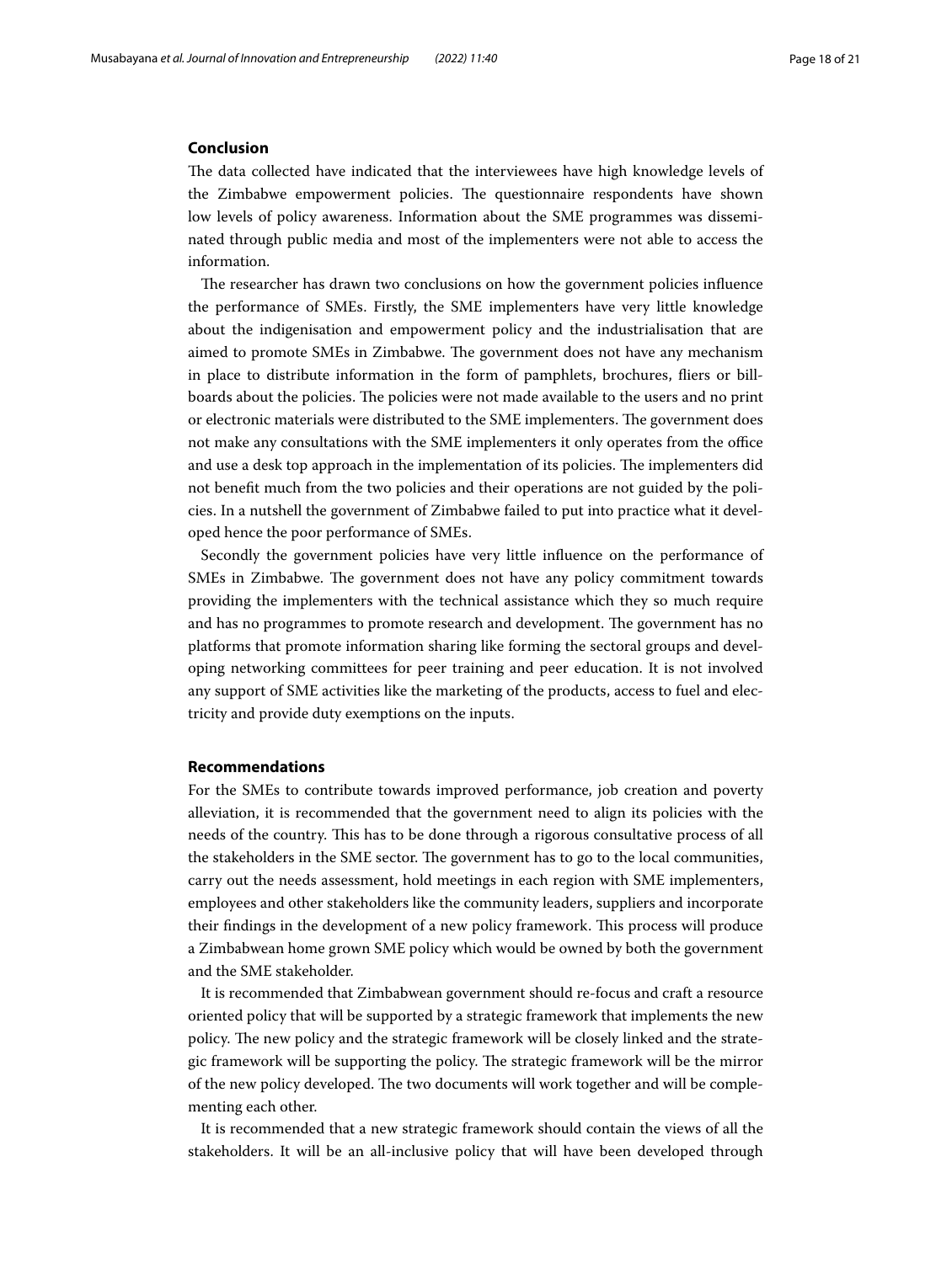## Conclusion

The data collected have indicated that the interviewees have high knowledge levels of the Zimbabwe empowerment policies. The questionnaire respondents have shown low levels of policy awareness. Information about the SME programmes was disseminated through public media and most of the implementers were not able to access the information.

The researcher has drawn two conclusions on how the government policies influence the performance of SMEs. Firstly, the SME implementers have very little knowledge about the indigenisation and empowerment policy and the industrialisation that are aimed to promote SMEs in Zimbabwe. The government does not have any mechanism in place to distribute information in the form of pamphlets, brochures, fliers or billboards about the policies. The policies were not made available to the users and no print or electronic materials were distributed to the SME implementers. The government does not make any consultations with the SME implementers it only operates from the office and use a desk top approach in the implementation of its policies. The implementers did not benefit much from the two policies and their operations are not guided by the policies. In a nutshell the government of Zimbabwe failed to put into practice what it developed hence the poor performance of SMEs.

Secondly the government policies have very little influence on the performance of SMEs in Zimbabwe. The government does not have any policy commitment towards providing the implementers with the technical assistance which they so much require and has no programmes to promote research and development. The government has no platforms that promote information sharing like forming the sectoral groups and developing networking committees for peer training and peer education. It is not involved any support of SME activities like the marketing of the products, access to fuel and electricity and provide duty exemptions on the inputs.

## Recommendations

For the SMEs to contribute towards improved performance, job creation and poverty alleviation, it is recommended that the government need to align its policies with the needs of the country. This has to be done through a rigorous consultative process of all the stakeholders in the SME sector. The government has to go to the local communities, carry out the needs assessment, hold meetings in each region with SME implementers, employees and other stakeholders like the community leaders, suppliers and incorporate their findings in the development of a new policy framework. This process will produce a Zimbabwean home grown SME policy which would be owned by both the government and the SME stakeholder.

It is recommended that Zimbabwean government should re-focus and craft a resource oriented policy that will be supported by a strategic framework that implements the new policy. The new policy and the strategic framework will be closely linked and the strategic framework will be supporting the policy. The strategic framework will be the mirror of the new policy developed. The two documents will work together and will be complementing each other.

It is recommended that a new strategic framework should contain the views of all the stakeholders. It will be an all-inclusive policy that will have been developed through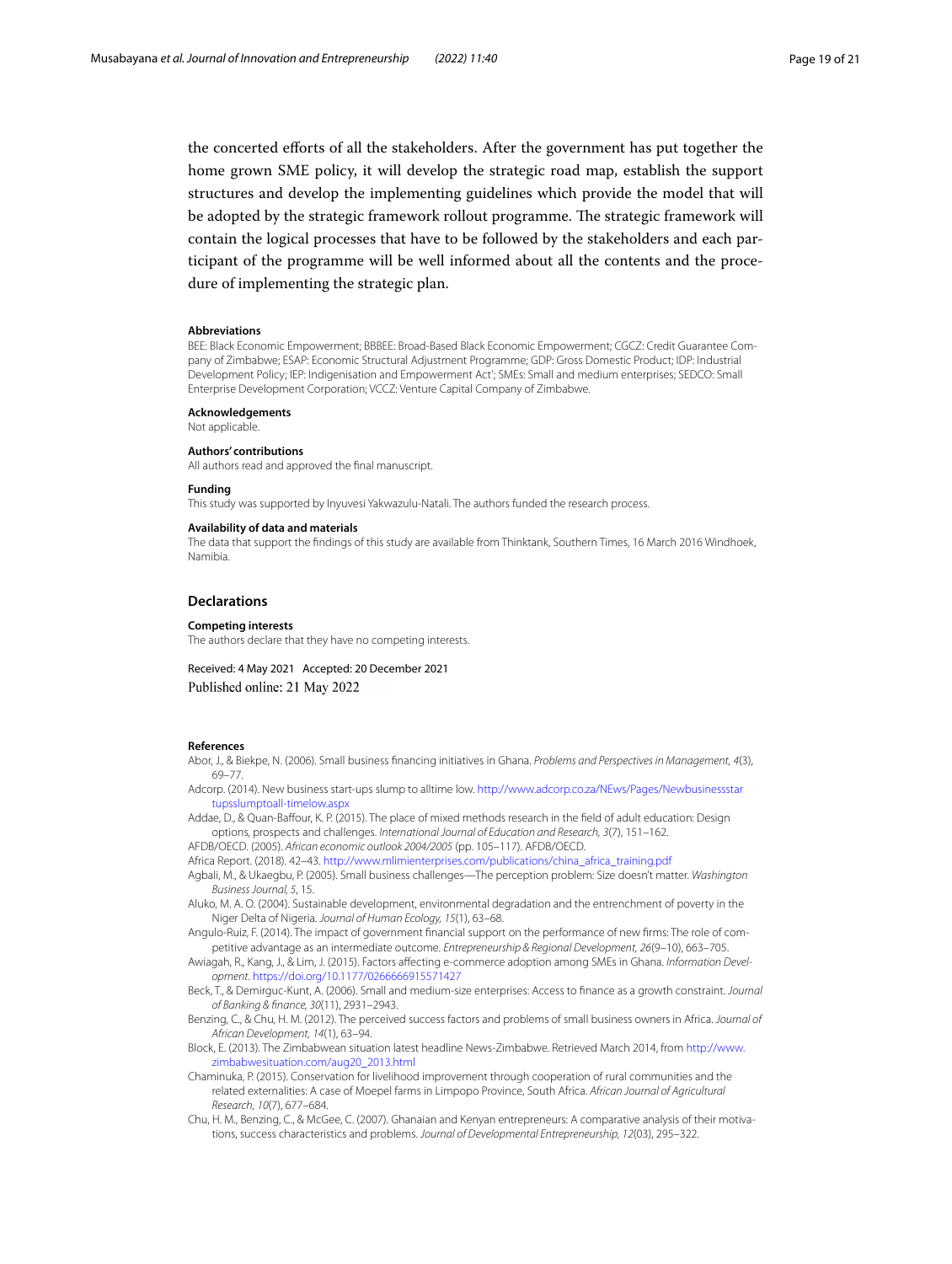the concerted efforts of all the stakeholders. After the government has put together the home grown SME policy, it will develop the strategic road map, establish the support structures and develop the implementing guidelines which provide the model that will be adopted by the strategic framework rollout programme. The strategic framework will contain the logical processes that have to be followed by the stakeholders and each participant of the programme will be well informed about all the contents and the procedure of implementing the strategic plan.

#### Abbreviations
BEE: Black Economic Empowerment; BBBEE: Broad-Based Black Economic Empowerment; CGCZ: Credit Guarantee Company of Zimbabwe; ESAP: Economic Structural Adjustment Programme; GDP: Gross Domestic Product; IDP: Industrial Development Policy; IEP: Indigenisation and Empowerment Act'; SMEs: Small and medium enterprises; SEDCO: Small Enterprise Development Corporation; VCCZ: Venture Capital Company of Zimbabwe.

#### Acknowledgements
Not applicable.

#### Authors' contributions
All authors read and approved the final manuscript.

#### Funding
This study was supported by Inyuvesi Yakwazulu-Natali. The authors funded the research process.

#### Availability of data and materials
The data that support the findings of this study are available from Thinktank, Southern Times, 16 March 2016 Windhoek, Namibia.

### Declarations

#### Competing interests
The authors declare that they have no competing interests.

Received: 4 May 2021 Accepted: 20 December 2021
Published online: 21 May 2022

#### References
Abor, J., & Biekpe, N. (2006). Small business financing initiatives in Ghana. *Problems and Perspectives in Management, 4*(3), 69–77.

Adcorp. (2014). New business start-ups slump to alltime low. http://www.adcorp.co.za/NEws/Pages/Newbusinessstartupsslumptoall-timelow.aspx

Addae, D., & Quan-Baffour, K. P. (2015). The place of mixed methods research in the field of adult education: Design options, prospects and challenges. *International Journal of Education and Research, 3*(7), 151–162.

AFDB/OECD. (2005). *African economic outlook 2004/2005* (pp. 105–117). AFDB/OECD.

Africa Report. (2018). 42–43. http://www.mlimienterprises.com/publications/china_africa_training.pdf

Agbali, M., & Ukaegbu, P. (2005). Small business challenges—The perception problem: Size doesn't matter. *Washington Business Journal, 5*, 15.

Aluko, M. A. O. (2004). Sustainable development, environmental degradation and the entrenchment of poverty in the Niger Delta of Nigeria. *Journal of Human Ecology, 15*(1), 63–68.

Angulo-Ruiz, F. (2014). The impact of government financial support on the performance of new firms: The role of competitive advantage as an intermediate outcome. *Entrepreneurship & Regional Development, 26*(9–10), 663–705.

Awiagah, R., Kang, J., & Lim, J. (2015). Factors affecting e-commerce adoption among SMEs in Ghana. *Information Development*. https://doi.org/10.1177/0266666915571427

Beck, T., & Demirguc-Kunt, A. (2006). Small and medium-size enterprises: Access to finance as a growth constraint. *Journal of Banking & finance, 30*(11), 2931–2943.

Benzing, C., & Chu, H. M. (2012). The perceived success factors and problems of small business owners in Africa. *Journal of African Development, 14*(1), 63–94.

Block, E. (2013). The Zimbabwean situation latest headline News-Zimbabwe. Retrieved March 2014, from http://www.zimbabwesituation.com/aug20_2013.html

Chaminuka, P. (2015). Conservation for livelihood improvement through cooperation of rural communities and the related externalities: A case of Moepel farms in Limpopo Province, South Africa. *African Journal of Agricultural Research, 10*(7), 677–684.

Chu, H. M., Benzing, C., & McGee, C. (2007). Ghanaian and Kenyan entrepreneurs: A comparative analysis of their motivations, success characteristics and problems. *Journal of Developmental Entrepreneurship, 12*(03), 295–322.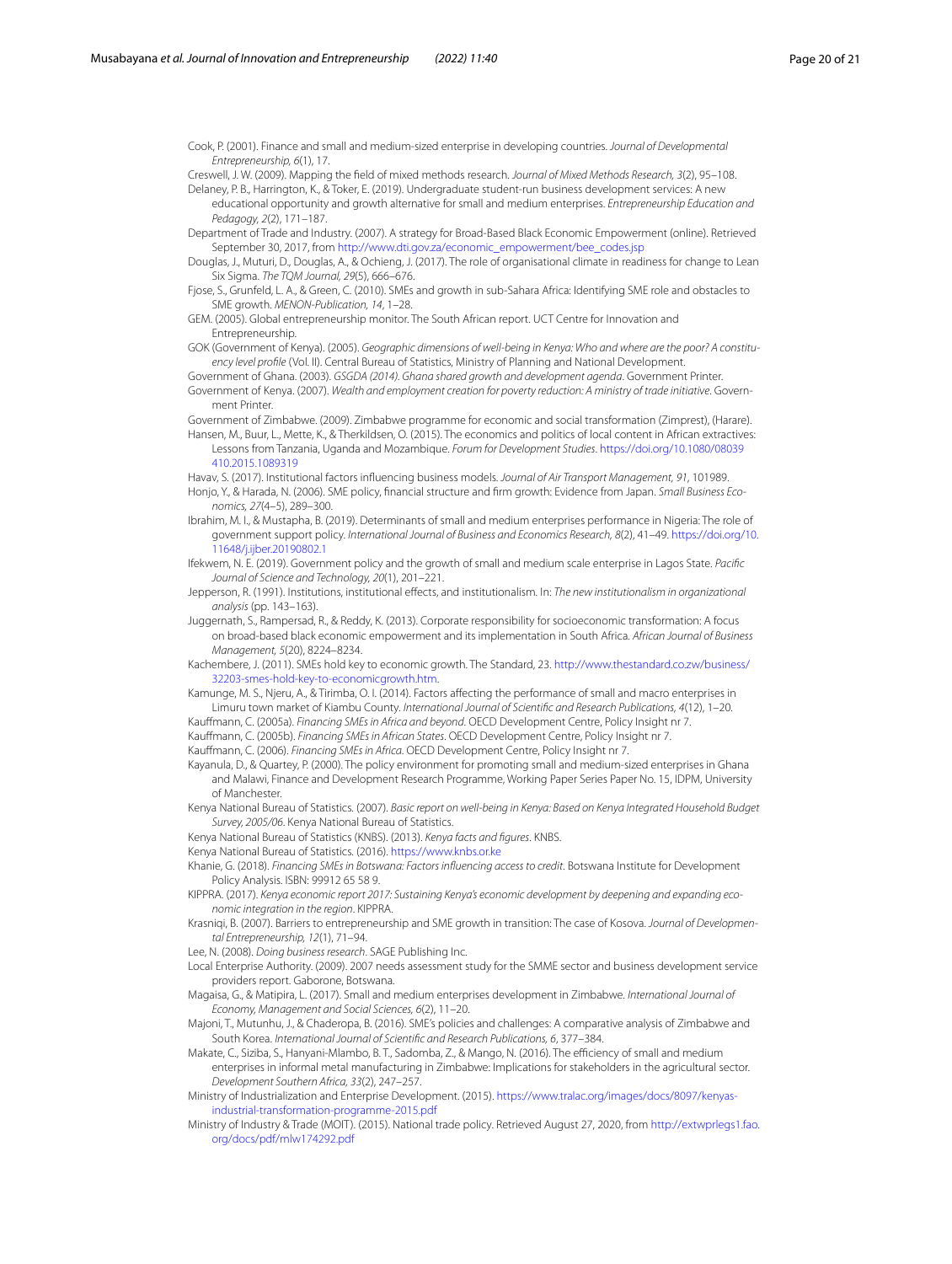Cook, P. (2001). Finance and small and medium-sized enterprise in developing countries. *Journal of Developmental Entrepreneurship, 6*(1), 17.

Creswell, J. W. (2009). Mapping the field of mixed methods research. *Journal of Mixed Methods Research, 3*(2), 95–108.

Delaney, P. B., Harrington, K., & Toker, E. (2019). Undergraduate student-run business development services: A new educational opportunity and growth alternative for small and medium enterprises. *Entrepreneurship Education and Pedagogy, 2*(2), 171–187.

Department of Trade and Industry. (2007). A strategy for Broad-Based Black Economic Empowerment (online). Retrieved September 30, 2017, from http://www.dti.gov.za/economic_empowerment/bee_codes.jsp

Douglas, J., Muturi, D., Douglas, A., & Ochieng, J. (2017). The role of organisational climate in readiness for change to Lean Six Sigma. *The TQM Journal, 29*(5), 666–676.

Fjose, S., Grunfeld, L. A., & Green, C. (2010). SMEs and growth in sub-Sahara Africa: Identifying SME role and obstacles to SME growth. *MENON-Publication, 14*, 1–28.

GEM. (2005). Global entrepreneurship monitor. The South African report. UCT Centre for Innovation and Entrepreneurship.

GOK (Government of Kenya). (2005). *Geographic dimensions of well-being in Kenya: Who and where are the poor? A constituency level profile* (Vol. II). Central Bureau of Statistics, Ministry of Planning and National Development.

Government of Ghana. (2003). *GSGDA (2014). Ghana shared growth and development agenda*. Government Printer.

Government of Kenya. (2007). *Wealth and employment creation for poverty reduction: A ministry of trade initiative*. Government Printer.

Government of Zimbabwe. (2009). Zimbabwe programme for economic and social transformation (Zimprest), (Harare).

Hansen, M., Buur, L., Mette, K., & Therkildsen, O. (2015). The economics and politics of local content in African extractives: Lessons from Tanzania, Uganda and Mozambique. *Forum for Development Studies*. https://doi.org/10.1080/08039410.2015.1089319

Havav, S. (2017). Institutional factors influencing business models. *Journal of Air Transport Management, 91*, 101989.

Honjo, Y., & Harada, N. (2006). SME policy, financial structure and firm growth: Evidence from Japan. *Small Business Economics, 27*(4–5), 289–300.

Ibrahim, M. I., & Mustapha, B. (2019). Determinants of small and medium enterprises performance in Nigeria: The role of government support policy. *International Journal of Business and Economics Research, 8*(2), 41–49. https://doi.org/10.11648/j.ijber.20190802.1

Ifekwem, N. E. (2019). Government policy and the growth of small and medium scale enterprise in Lagos State. *Pacific Journal of Science and Technology, 20*(1), 201–221.

Jepperson, R. (1991). Institutions, institutional effects, and institutionalism. In: *The new institutionalism in organizational analysis* (pp. 143–163).

Juggernath, S., Rampersad, R., & Reddy, K. (2013). Corporate responsibility for socioeconomic transformation: A focus on broad-based black economic empowerment and its implementation in South Africa. *African Journal of Business Management, 5*(20), 8224–8234.

Kachembere, J. (2011). SMEs hold key to economic growth. The Standard, 23. http://www.thestandard.co.zw/business/32203-smes-hold-key-to-economicgrowth.htm.

Kamunge, M. S., Njeru, A., & Tirimba, O. I. (2014). Factors affecting the performance of small and macro enterprises in Limuru town market of Kiambu County. *International Journal of Scientific and Research Publications, 4*(12), 1–20.

Kauffmann, C. (2005a). *Financing SMEs in Africa and beyond*. OECD Development Centre, Policy Insight nr 7.

Kauffmann, C. (2005b). *Financing SMEs in African States*. OECD Development Centre, Policy Insight nr 7.

Kauffmann, C. (2006). *Financing SMEs in Africa*. OECD Development Centre, Policy Insight nr 7.

Kayanula, D., & Quartey, P. (2000). The policy environment for promoting small and medium-sized enterprises in Ghana and Malawi, Finance and Development Research Programme, Working Paper Series Paper No. 15, IDPM, University of Manchester.

Kenya National Bureau of Statistics. (2007). *Basic report on well-being in Kenya: Based on Kenya Integrated Household Budget Survey, 2005/06*. Kenya National Bureau of Statistics.

Kenya National Bureau of Statistics (KNBS). (2013). *Kenya facts and figures*. KNBS.

Kenya National Bureau of Statistics. (2016). https://www.knbs.or.ke

Khanie, G. (2018). *Financing SMEs in Botswana: Factors influencing access to credit*. Botswana Institute for Development Policy Analysis. ISBN: 99912 65 58 9.

KIPPRA. (2017). *Kenya economic report 2017: Sustaining Kenya's economic development by deepening and expanding economic integration in the region*. KIPPRA.

Krasniqi, B. (2007). Barriers to entrepreneurship and SME growth in transition: The case of Kosova. *Journal of Developmental Entrepreneurship, 12*(1), 71–94.

Lee, N. (2008). *Doing business research*. SAGE Publishing Inc.

Local Enterprise Authority. (2009). 2007 needs assessment study for the SMME sector and business development service providers report. Gaborone, Botswana.

Magaisa, G., & Matipira, L. (2017). Small and medium enterprises development in Zimbabwe. *International Journal of Economy, Management and Social Sciences, 6*(2), 11–20.

Majoni, T., Mutunhu, J., & Chaderopa, B. (2016). SME's policies and challenges: A comparative analysis of Zimbabwe and South Korea. *International Journal of Scientific and Research Publications, 6*, 377–384.

Makate, C., Siziba, S., Hanyani-Mlambo, B. T., Sadomba, Z., & Mango, N. (2016). The efficiency of small and medium enterprises in informal metal manufacturing in Zimbabwe: Implications for stakeholders in the agricultural sector. *Development Southern Africa, 33*(2), 247–257.

Ministry of Industrialization and Enterprise Development. (2015). https://www.tralac.org/images/docs/8097/kenyas-industrial-transformation-programme-2015.pdf

Ministry of Industry & Trade (MOIT). (2015). National trade policy. Retrieved August 27, 2020, from http://extwprlegs1.fao.org/docs/pdf/mlw174292.pdf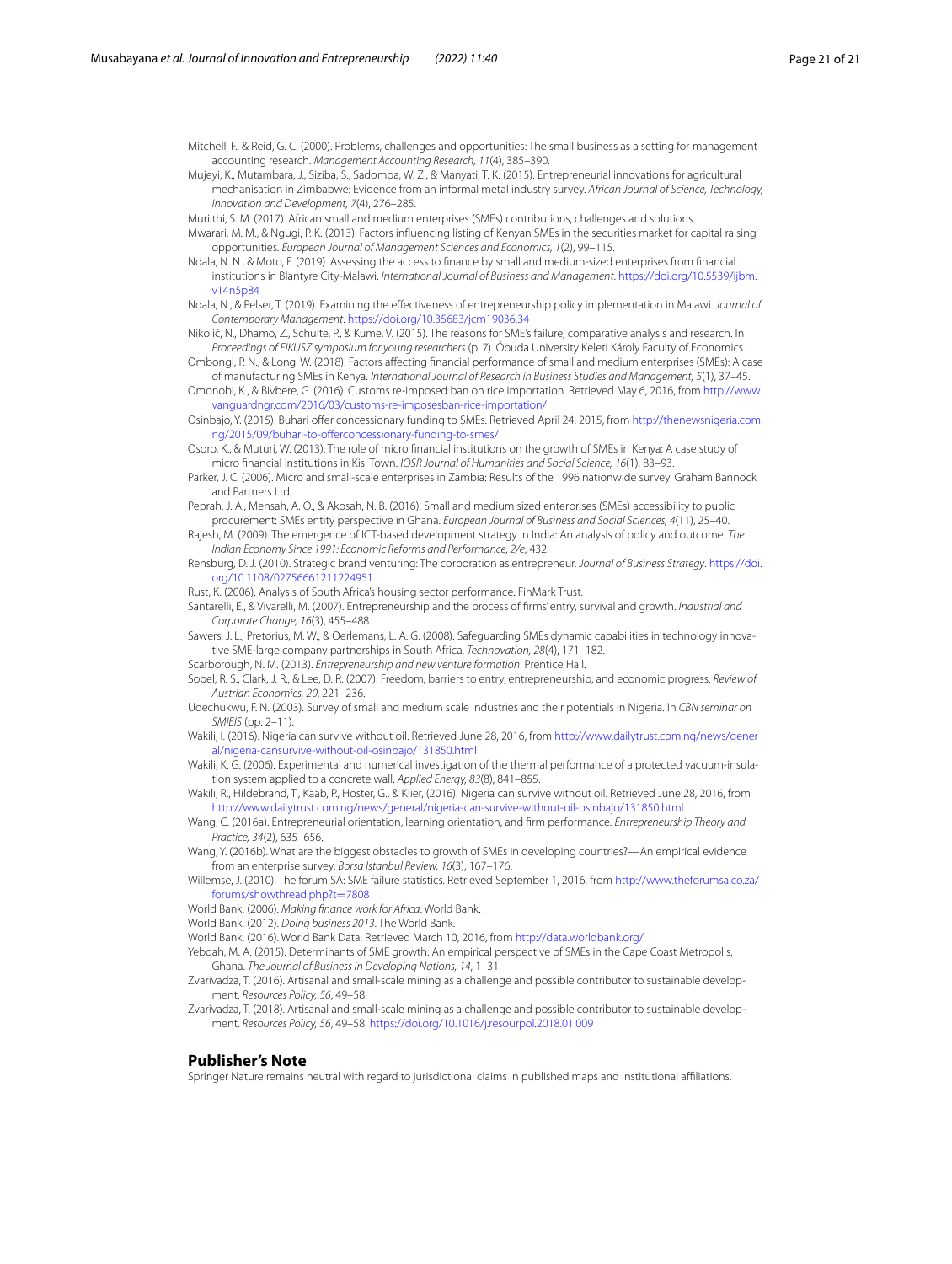Mitchell, F., & Reid, G. C. (2000). Problems, challenges and opportunities: The small business as a setting for management accounting research. *Management Accounting Research, 11*(4), 385–390.

Mujeyi, K., Mutambara, J., Siziba, S., Sadomba, W. Z., & Manyati, T. K. (2015). Entrepreneurial innovations for agricultural mechanisation in Zimbabwe: Evidence from an informal metal industry survey. *African Journal of Science, Technology, Innovation and Development, 7*(4), 276–285.

Muriithi, S. M. (2017). African small and medium enterprises (SMEs) contributions, challenges and solutions.

Mwarari, M. M., & Ngugi, P. K. (2013). Factors influencing listing of Kenyan SMEs in the securities market for capital raising opportunities. *European Journal of Management Sciences and Economics, 1*(2), 99–115.

Ndala, N. N., & Moto, F. (2019). Assessing the access to finance by small and medium-sized enterprises from financial institutions in Blantyre City-Malawi. *International Journal of Business and Management*. https://doi.org/10.5539/ijbm.v14n5p84

Ndala, N., & Pelser, T. (2019). Examining the effectiveness of entrepreneurship policy implementation in Malawi. *Journal of Contemporary Management*. https://doi.org/10.35683/jcm19036.34

Nikolić, N., Dhamo, Z., Schulte, P., & Kume, V. (2015). The reasons for SME's failure, comparative analysis and research. In *Proceedings of FIKUSZ symposium for young researchers* (p. 7). Óbuda University Keleti Károly Faculty of Economics.

Ombongi, P. N., & Long, W. (2018). Factors affecting financial performance of small and medium enterprises (SMEs): A case of manufacturing SMEs in Kenya. *International Journal of Research in Business Studies and Management, 5*(1), 37–45.

Omonobi, K., & Bivbere, G. (2016). Customs re-imposed ban on rice importation. Retrieved May 6, 2016, from http://www.vanguardngr.com/2016/03/customs-re-imposesban-rice-importation/

Osinbajo, Y. (2015). Buhari offer concessionary funding to SMEs. Retrieved April 24, 2015, from http://thenewsnigeria.com.ng/2015/09/buhari-to-offerconcessionary-funding-to-smes/

Osoro, K., & Muturi, W. (2013). The role of micro financial institutions on the growth of SMEs in Kenya: A case study of micro financial institutions in Kisi Town. *IOSR Journal of Humanities and Social Science, 16*(1), 83–93.

Parker, J. C. (2006). Micro and small-scale enterprises in Zambia: Results of the 1996 nationwide survey. Graham Bannock and Partners Ltd.

Peprah, J. A., Mensah, A. O., & Akosah, N. B. (2016). Small and medium sized enterprises (SMEs) accessibility to public procurement: SMEs entity perspective in Ghana. *European Journal of Business and Social Sciences, 4*(11), 25–40.

Rajesh, M. (2009). The emergence of ICT-based development strategy in India: An analysis of policy and outcome. *The Indian Economy Since 1991: Economic Reforms and Performance, 2/e*, 432.

Rensburg, D. J. (2010). Strategic brand venturing: The corporation as entrepreneur. *Journal of Business Strategy*. https://doi.org/10.1108/02756661211224951

Rust, K. (2006). Analysis of South Africa's housing sector performance. FinMark Trust.

Santarelli, E., & Vivarelli, M. (2007). Entrepreneurship and the process of firms' entry, survival and growth. *Industrial and Corporate Change, 16*(3), 455–488.

Sawers, J. L., Pretorius, M. W., & Oerlemans, L. A. G. (2008). Safeguarding SMEs dynamic capabilities in technology innovative SME-large company partnerships in South Africa. *Technovation, 28*(4), 171–182.

Scarborough, N. M. (2013). *Entrepreneurship and new venture formation*. Prentice Hall.

Sobel, R. S., Clark, J. R., & Lee, D. R. (2007). Freedom, barriers to entry, entrepreneurship, and economic progress. *Review of Austrian Economics, 20*, 221–236.

Udechukwu, F. N. (2003). Survey of small and medium scale industries and their potentials in Nigeria. In *CBN seminar on SMIEIS* (pp. 2–11).

Wakili, I. (2016). Nigeria can survive without oil. Retrieved June 28, 2016, from http://www.dailytrust.com.ng/news/general/nigeria-cansurvive-without-oil-osinbajo/131850.html

Wakili, K. G. (2006). Experimental and numerical investigation of the thermal performance of a protected vacuum-insulation system applied to a concrete wall. *Applied Energy, 83*(8), 841–855.

Wakili, R., Hildebrand, T., Kääb, P., Hoster, G., & Klier, (2016). Nigeria can survive without oil. Retrieved June 28, 2016, from http://www.dailytrust.com.ng/news/general/nigeria-can-survive-without-oil-osinbajo/131850.html

Wang, C. (2016a). Entrepreneurial orientation, learning orientation, and firm performance. *Entrepreneurship Theory and Practice, 34*(2), 635–656.

Wang, Y. (2016b). What are the biggest obstacles to growth of SMEs in developing countries?—An empirical evidence from an enterprise survey. *Borsa Istanbul Review, 16*(3), 167–176.

Willemse, J. (2010). The forum SA: SME failure statistics. Retrieved September 1, 2016, from http://www.theforumsa.co.za/forums/showthread.php?t=7808

World Bank. (2006). *Making finance work for Africa*. World Bank.

World Bank. (2012). *Doing business 2013*. The World Bank.

World Bank. (2016). World Bank Data. Retrieved March 10, 2016, from http://data.worldbank.org/

Yeboah, M. A. (2015). Determinants of SME growth: An empirical perspective of SMEs in the Cape Coast Metropolis, Ghana. *The Journal of Business in Developing Nations, 14*, 1–31.

Zvarivadza, T. (2016). Artisanal and small-scale mining as a challenge and possible contributor to sustainable development. *Resources Policy, 56*, 49–58.

Zvarivadza, T. (2018). Artisanal and small-scale mining as a challenge and possible contributor to sustainable development. *Resources Policy, 56*, 49–58. https://doi.org/10.1016/j.resourpol.2018.01.009

## Publisher's Note

Springer Nature remains neutral with regard to jurisdictional claims in published maps and institutional affiliations.